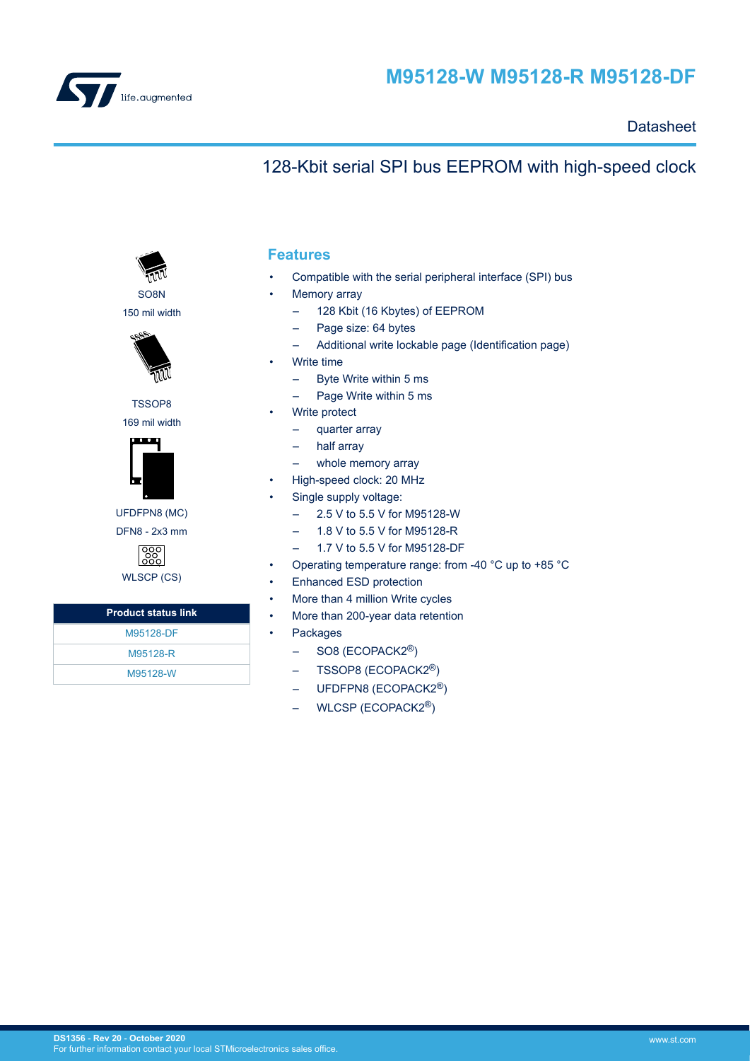# M95128-W M95128-R M95128-DF

Datasheet

## 128-Kbit serial SPI bus EEPROM with high-speed clock

SO8N
150 mil width

TSSOP8
169 mil width

UFDFPN8 (MC)
DFN8 - 2x3 mm

WLSCP (CS)

| Product status link |
| --- |
| M95128-DF |
| M95128-R |
| M95128-W |

## Features

- Compatible with the serial peripheral interface (SPI) bus
- Memory array
  - 128 Kbit (16 Kbytes) of EEPROM
  - Page size: 64 bytes
  - Additional write lockable page (Identification page)
- Write time
  - Byte Write within 5 ms
  - Page Write within 5 ms
- Write protect
  - quarter array
  - half array
  - whole memory array
- High-speed clock: 20 MHz
- Single supply voltage:
  - 2.5 V to 5.5 V for M95128-W
  - 1.8 V to 5.5 V for M95128-R
  - 1.7 V to 5.5 V for M95128-DF
- Operating temperature range: from -40 °C up to +85 °C
- Enhanced ESD protection
- More than 4 million Write cycles
- More than 200-year data retention
- Packages
  - SO8 (ECOPACK2®)
  - TSSOP8 (ECOPACK2®)
  - UFDFPN8 (ECOPACK2®)
  - WLCSP (ECOPACK2®)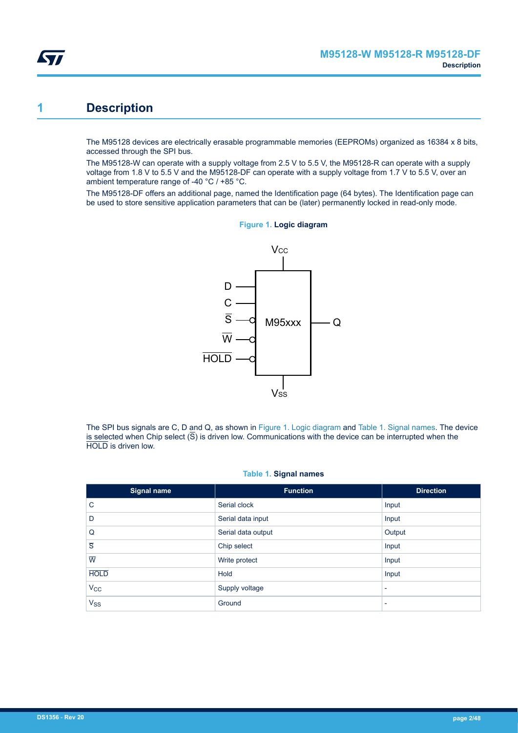# 1 Description

The M95128 devices are electrically erasable programmable memories (EEPROMs) organized as 16384 x 8 bits, accessed through the SPI bus.

The M95128-W can operate with a supply voltage from 2.5 V to 5.5 V, the M95128-R can operate with a supply voltage from 1.8 V to 5.5 V and the M95128-DF can operate with a supply voltage from 1.7 V to 5.5 V, over an ambient temperature range of -40 °C / +85 °C.

The M95128-DF offers an additional page, named the Identification page (64 bytes). The Identification page can be used to store sensitive application parameters that can be (later) permanently locked in read-only mode.

**Figure 1. Logic diagram**

The SPI bus signals are C, D and Q, as shown in Figure 1. Logic diagram and Table 1. Signal names. The device is selected when Chip select ($\overline{S}$) is driven low. Communications with the device can be interrupted when the $\overline{HOLD}$ is driven low.

**Table 1. Signal names**

| Signal name | Function | Direction |
| --- | --- | --- |
| C | Serial clock | Input |
| D | Serial data input | Input |
| Q | Serial data output | Output |
| $\overline{S}$ | Chip select | Input |
| $\overline{W}$ | Write protect | Input |
| $\overline{HOLD}$ | Hold | Input |
| $V_{CC}$ | Supply voltage | - |
| $V_{SS}$ | Ground | - |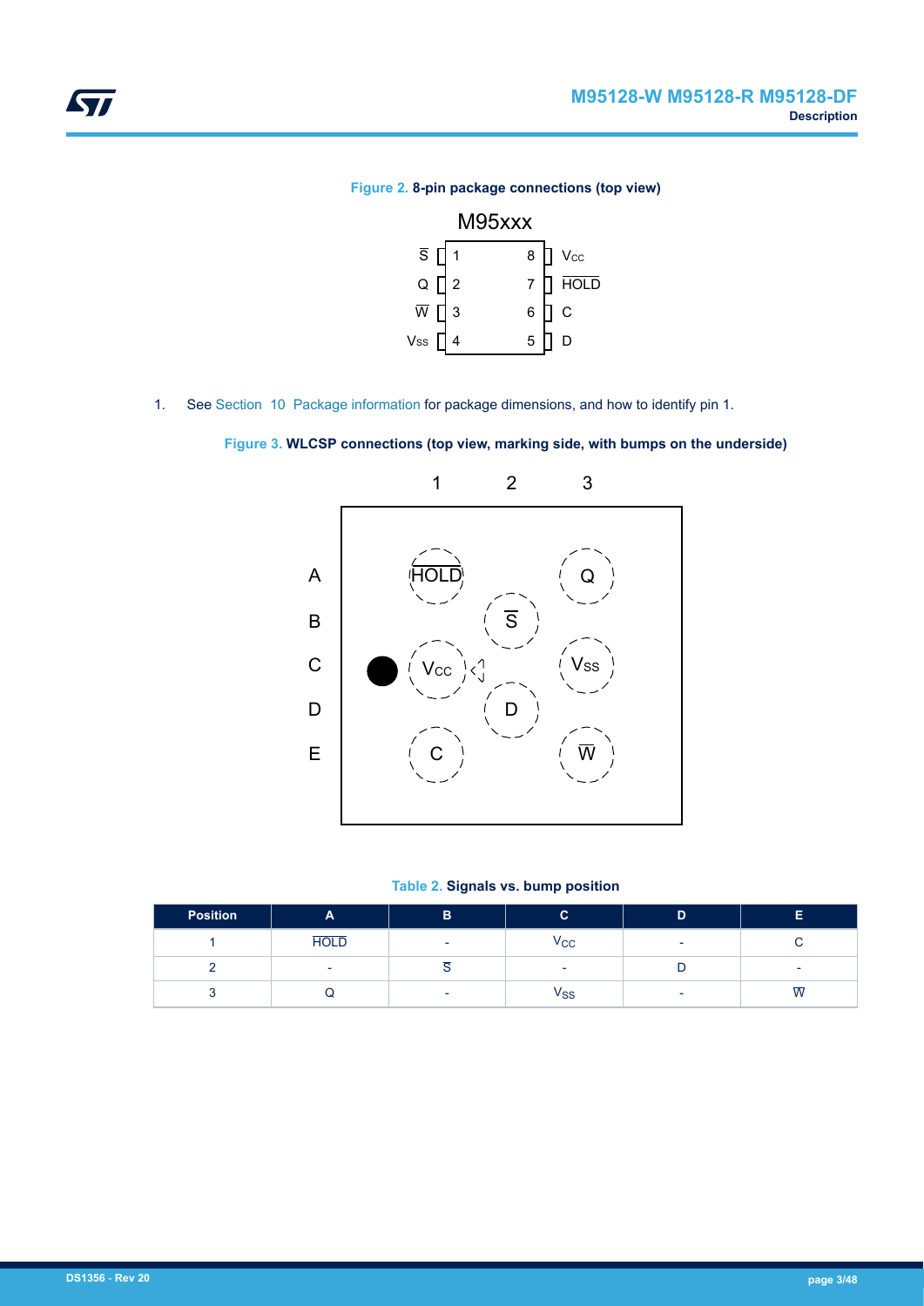**Figure 2.** **8-pin package connections (top view)**

1. See Section 10 Package information for package dimensions, and how to identify pin 1.

**Figure 3.** **WLCSP connections (top view, marking side, with bumps on the underside)**

**Table 2.** **Signals vs. bump position**

| Position | A | B | C | D | E |
|---|---|---|---|---|---|
| 1 | $\overline{\text{HOLD}}$ | - | $V_{CC}$ | - | C |
| 2 | - | $\overline{\text{S}}$ | - | D | - |
| 3 | Q | - | $V_{SS}$ | - | $\overline{\text{W}}$ |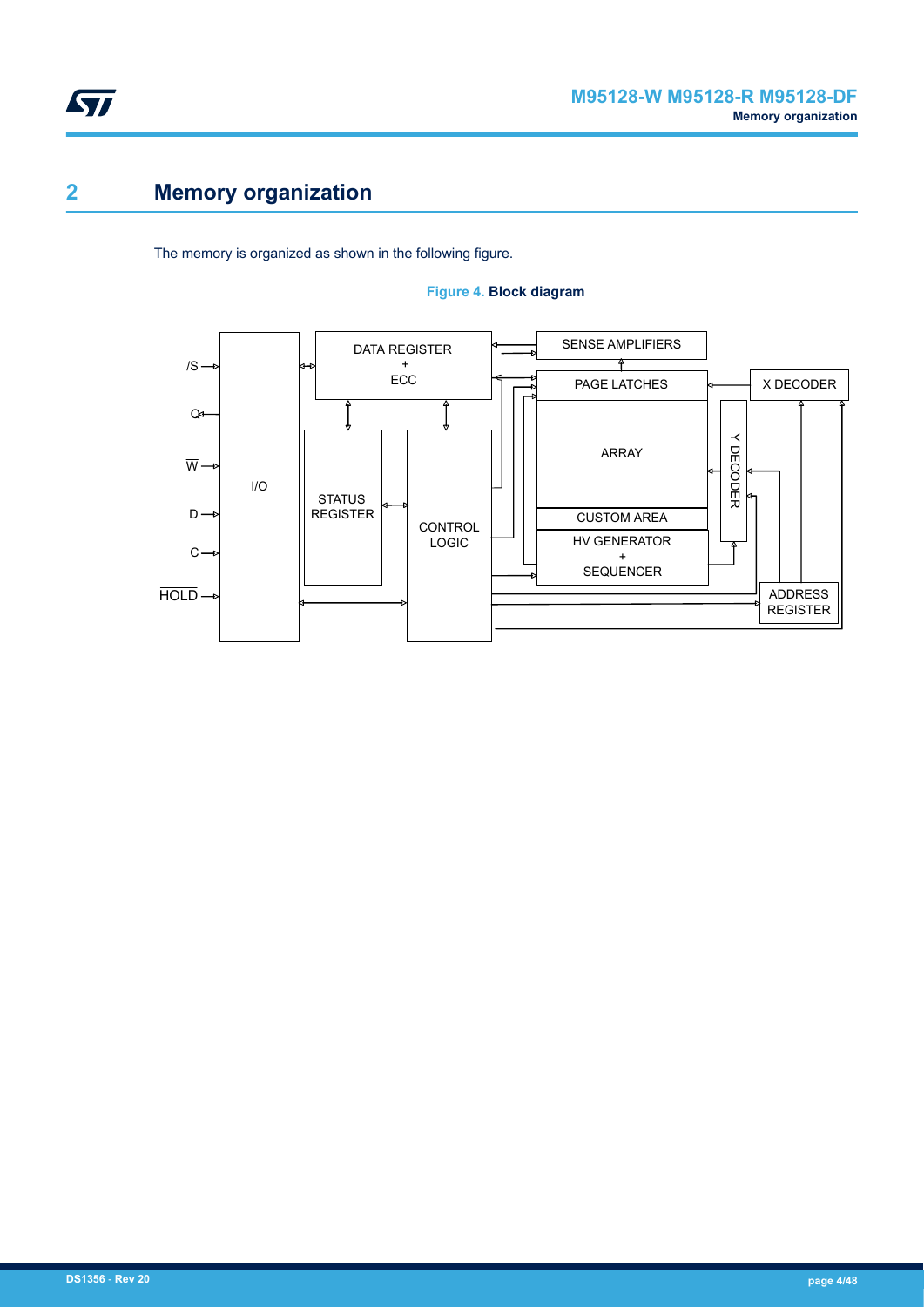# 2 Memory organization

The memory is organized as shown in the following figure.

**Figure 4. Block diagram**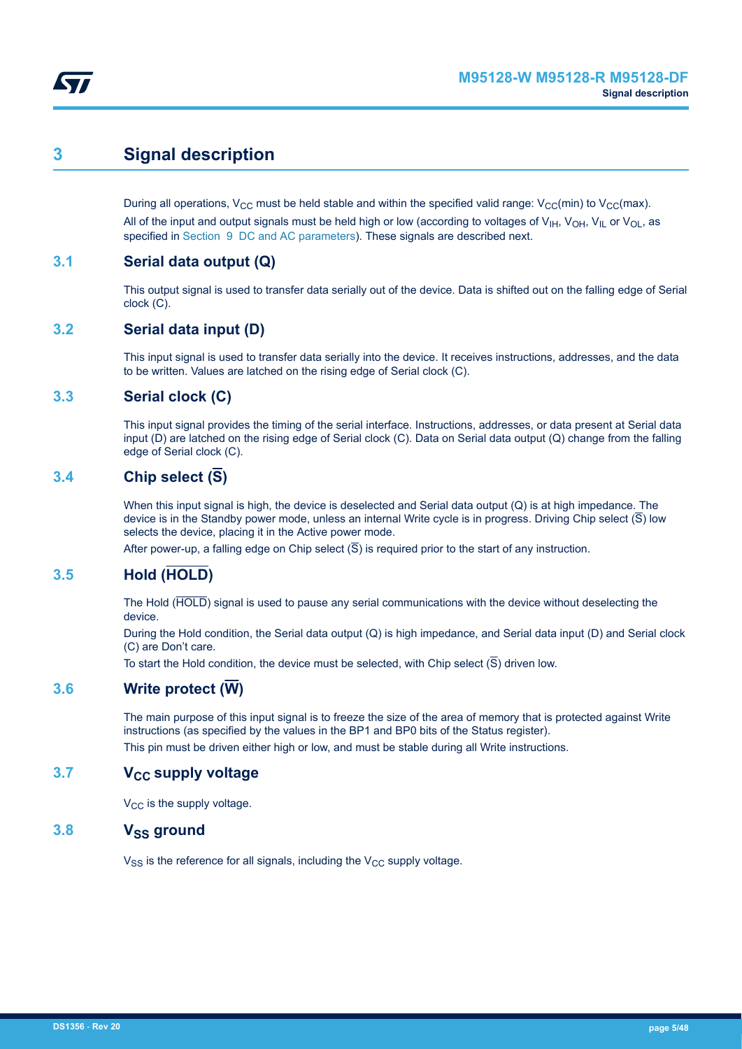# 3 Signal description

During all operations, $V_{CC}$ must be held stable and within the specified valid range: $V_{CC}$(min) to $V_{CC}$(max).

All of the input and output signals must be held high or low (according to voltages of $V_{IH}$, $V_{OH}$, $V_{IL}$ or $V_{OL}$, as specified in Section 9 DC and AC parameters). These signals are described next.

## 3.1 Serial data output (Q)

This output signal is used to transfer data serially out of the device. Data is shifted out on the falling edge of Serial clock (C).

## 3.2 Serial data input (D)

This input signal is used to transfer data serially into the device. It receives instructions, addresses, and the data to be written. Values are latched on the rising edge of Serial clock (C).

## 3.3 Serial clock (C)

This input signal provides the timing of the serial interface. Instructions, addresses, or data present at Serial data input (D) are latched on the rising edge of Serial clock (C). Data on Serial data output (Q) change from the falling edge of Serial clock (C).

## 3.4 Chip select ($\overline{S}$)

When this input signal is high, the device is deselected and Serial data output (Q) is at high impedance. The device is in the Standby power mode, unless an internal Write cycle is in progress. Driving Chip select ($\overline{S}$) low selects the device, placing it in the Active power mode.

After power-up, a falling edge on Chip select ($\overline{S}$) is required prior to the start of any instruction.

## 3.5 Hold ($\overline{HOLD}$)

The Hold ($\overline{HOLD}$) signal is used to pause any serial communications with the device without deselecting the device.

During the Hold condition, the Serial data output (Q) is high impedance, and Serial data input (D) and Serial clock (C) are Don't care.

To start the Hold condition, the device must be selected, with Chip select ($\overline{S}$) driven low.

## 3.6 Write protect ($\overline{W}$)

The main purpose of this input signal is to freeze the size of the area of memory that is protected against Write instructions (as specified by the values in the BP1 and BP0 bits of the Status register).

This pin must be driven either high or low, and must be stable during all Write instructions.

## 3.7 $V_{CC}$ supply voltage

$V_{CC}$ is the supply voltage.

## 3.8 $V_{SS}$ ground

$V_{SS}$ is the reference for all signals, including the $V_{CC}$ supply voltage.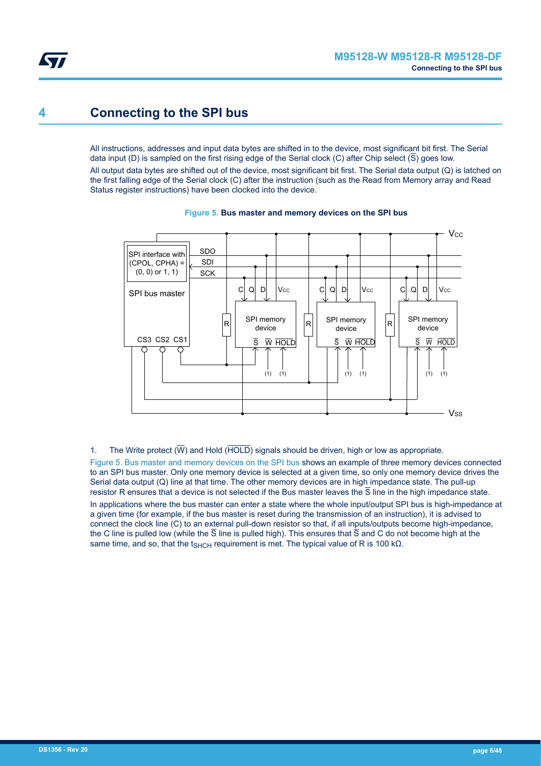# 4 Connecting to the SPI bus

All instructions, addresses and input data bytes are shifted in to the device, most significant bit first. The Serial data input (D) is sampled on the first rising edge of the Serial clock (C) after Chip select ($\overline{S}$) goes low.

All output data bytes are shifted out of the device, most significant bit first. The Serial data output (Q) is latched on the first falling edge of the Serial clock (C) after the instruction (such as the Read from Memory array and Read Status register instructions) have been clocked into the device.

**Figure 5. Bus master and memory devices on the SPI bus**

1. The Write protect ($\overline{W}$) and Hold ($\overline{HOLD}$) signals should be driven, high or low as appropriate.

Figure 5. Bus master and memory devices on the SPI bus shows an example of three memory devices connected to an SPI bus master. Only one memory device is selected at a given time, so only one memory device drives the Serial data output (Q) line at that time. The other memory devices are in high impedance state. The pull-up resistor R ensures that a device is not selected if the Bus master leaves the $\overline{S}$ line in the high impedance state.

In applications where the bus master can enter a state where the whole input/output SPI bus is high-impedance at a given time (for example, if the bus master is reset during the transmission of an instruction), it is advised to connect the clock line (C) to an external pull-down resistor so that, if all inputs/outputs become high-impedance, the C line is pulled low (while the $\overline{S}$ line is pulled high). This ensures that $\overline{S}$ and C do not become high at the same time, and so, that the $t_{SHCH}$ requirement is met. The typical value of R is 100 kΩ.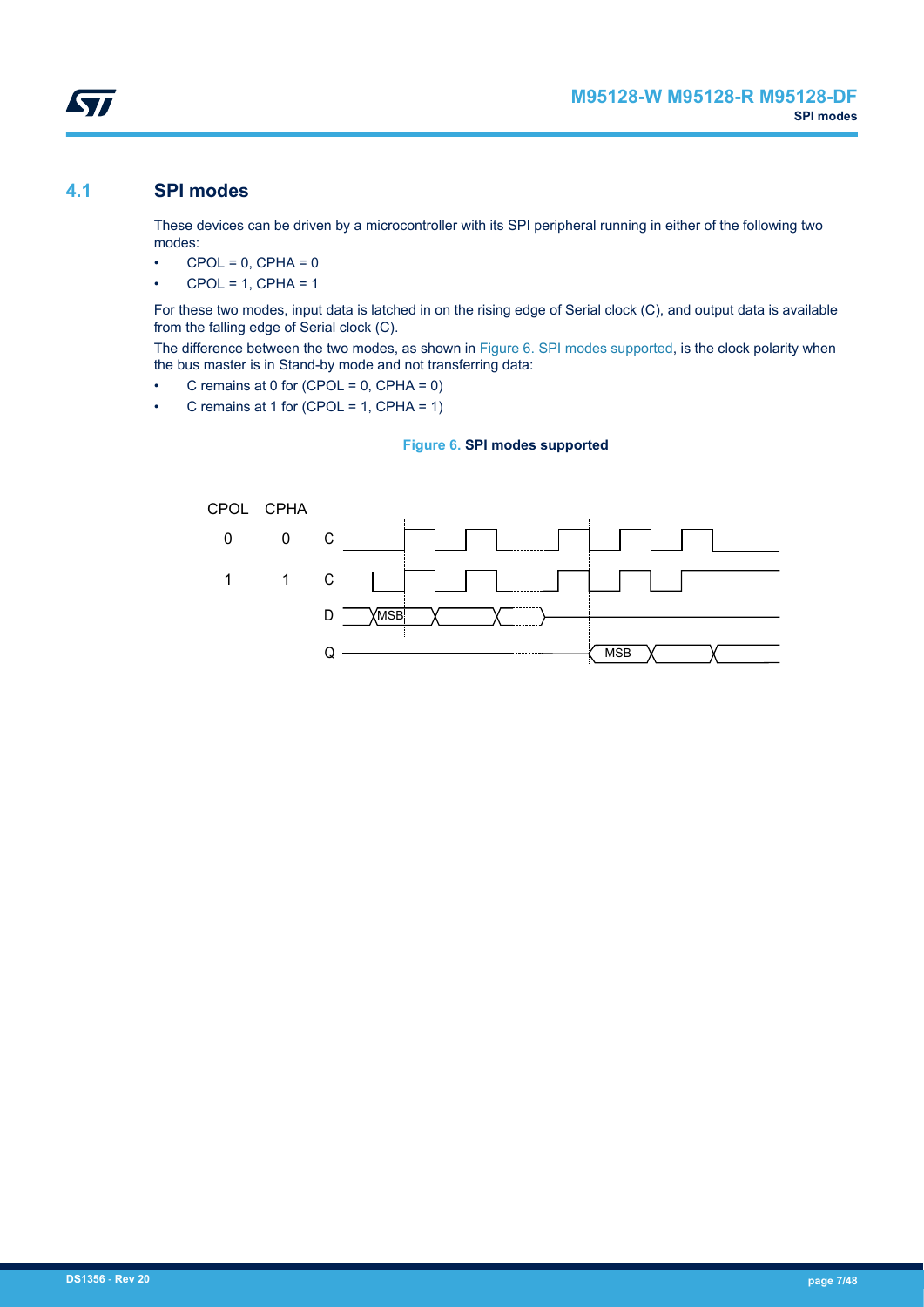## 4.1 SPI modes

These devices can be driven by a microcontroller with its SPI peripheral running in either of the following two modes:

- CPOL = 0, CPHA = 0
- CPOL = 1, CPHA = 1

For these two modes, input data is latched in on the rising edge of Serial clock (C), and output data is available from the falling edge of Serial clock (C).

The difference between the two modes, as shown in Figure 6. SPI modes supported, is the clock polarity when the bus master is in Stand-by mode and not transferring data:

- C remains at 0 for (CPOL = 0, CPHA = 0)
- C remains at 1 for (CPOL = 1, CPHA = 1)

**Figure 6. SPI modes supported**

CPOL CPHA
0 0 C
1 1 C
D MSB
Q MSB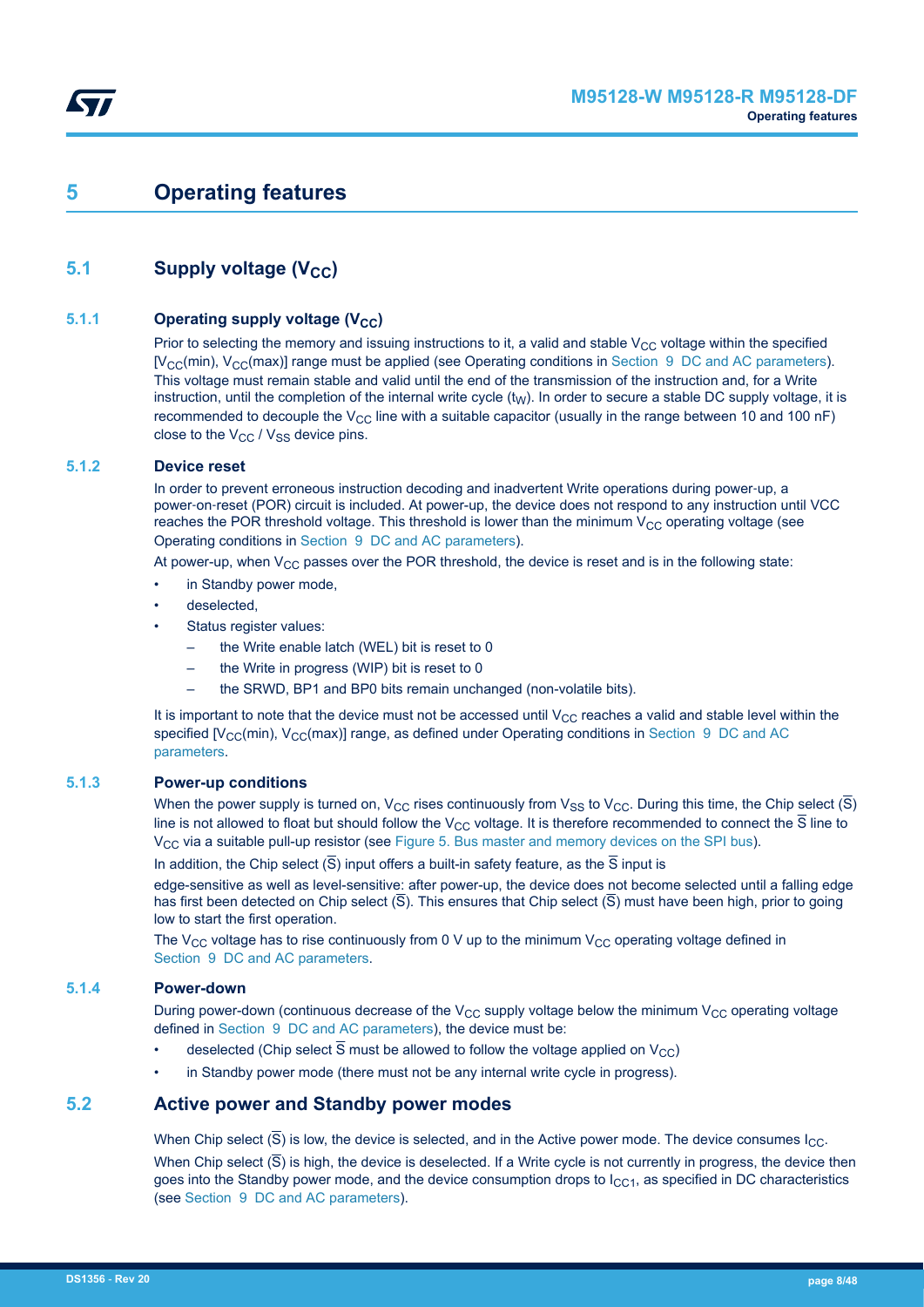# 5 Operating features

## 5.1 Supply voltage ($V_{CC}$)

### 5.1.1 Operating supply voltage ($V_{CC}$)

Prior to selecting the memory and issuing instructions to it, a valid and stable $V_{CC}$ voltage within the specified [$V_{CC}$(min), $V_{CC}$(max)] range must be applied (see Operating conditions in Section 9 DC and AC parameters). This voltage must remain stable and valid until the end of the transmission of the instruction and, for a Write instruction, until the completion of the internal write cycle ($t_W$). In order to secure a stable DC supply voltage, it is recommended to decouple the $V_{CC}$ line with a suitable capacitor (usually in the range between 10 and 100 nF) close to the $V_{CC}$ / $V_{SS}$ device pins.

### 5.1.2 Device reset

In order to prevent erroneous instruction decoding and inadvertent Write operations during power-up, a power-on-reset (POR) circuit is included. At power-up, the device does not respond to any instruction until VCC reaches the POR threshold voltage. This threshold is lower than the minimum $V_{CC}$ operating voltage (see Operating conditions in Section 9 DC and AC parameters).

At power-up, when $V_{CC}$ passes over the POR threshold, the device is reset and is in the following state:

- in Standby power mode,
- deselected,
- Status register values:
  - the Write enable latch (WEL) bit is reset to 0
  - the Write in progress (WIP) bit is reset to 0
  - the SRWD, BP1 and BP0 bits remain unchanged (non-volatile bits).

It is important to note that the device must not be accessed until $V_{CC}$ reaches a valid and stable level within the specified [$V_{CC}$(min), $V_{CC}$(max)] range, as defined under Operating conditions in Section 9 DC and AC parameters.

### 5.1.3 Power-up conditions

When the power supply is turned on, $V_{CC}$ rises continuously from $V_{SS}$ to $V_{CC}$. During this time, the Chip select ($\overline{S}$) line is not allowed to float but should follow the $V_{CC}$ voltage. It is therefore recommended to connect the $\overline{S}$ line to $V_{CC}$ via a suitable pull-up resistor (see Figure 5. Bus master and memory devices on the SPI bus).

In addition, the Chip select ($\overline{S}$) input offers a built-in safety feature, as the $\overline{S}$ input is

edge-sensitive as well as level-sensitive: after power-up, the device does not become selected until a falling edge has first been detected on Chip select ($\overline{S}$). This ensures that Chip select ($\overline{S}$) must have been high, prior to going low to start the first operation.

The $V_{CC}$ voltage has to rise continuously from 0 V up to the minimum $V_{CC}$ operating voltage defined in Section 9 DC and AC parameters.

### 5.1.4 Power-down

During power-down (continuous decrease of the $V_{CC}$ supply voltage below the minimum $V_{CC}$ operating voltage defined in Section 9 DC and AC parameters), the device must be:

- deselected (Chip select $\overline{S}$ must be allowed to follow the voltage applied on $V_{CC}$)
- in Standby power mode (there must not be any internal write cycle in progress).

## 5.2 Active power and Standby power modes

When Chip select ($\overline{S}$) is low, the device is selected, and in the Active power mode. The device consumes $I_{CC}$.

When Chip select ($\overline{S}$) is high, the device is deselected. If a Write cycle is not currently in progress, the device then goes into the Standby power mode, and the device consumption drops to $I_{CC1}$, as specified in DC characteristics (see Section 9 DC and AC parameters).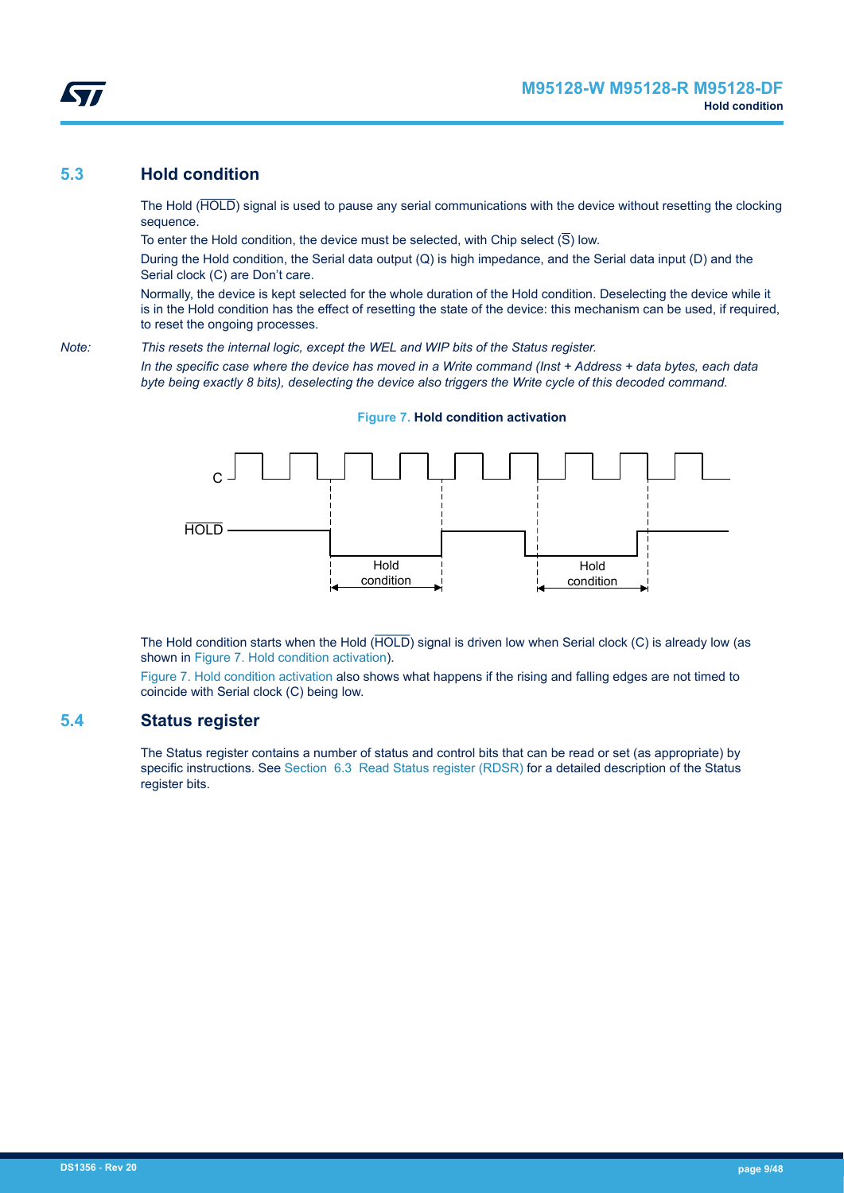## 5.3 Hold condition

The Hold ($\overline{\text{HOLD}}$) signal is used to pause any serial communications with the device without resetting the clocking sequence.

To enter the Hold condition, the device must be selected, with Chip select ($\overline{\text{S}}$) low.

During the Hold condition, the Serial data output (Q) is high impedance, and the Serial data input (D) and the Serial clock (C) are Don't care.

Normally, the device is kept selected for the whole duration of the Hold condition. Deselecting the device while it is in the Hold condition has the effect of resetting the state of the device: this mechanism can be used, if required, to reset the ongoing processes.

*Note: This resets the internal logic, except the WEL and WIP bits of the Status register.*

*In the specific case where the device has moved in a Write command (Inst + Address + data bytes, each data byte being exactly 8 bits), deselecting the device also triggers the Write cycle of this decoded command.*

**Figure 7. Hold condition activation**

The Hold condition starts when the Hold ($\overline{\text{HOLD}}$) signal is driven low when Serial clock (C) is already low (as shown in Figure 7. Hold condition activation).

Figure 7. Hold condition activation also shows what happens if the rising and falling edges are not timed to coincide with Serial clock (C) being low.

## 5.4 Status register

The Status register contains a number of status and control bits that can be read or set (as appropriate) by specific instructions. See Section 6.3 Read Status register (RDSR) for a detailed description of the Status register bits.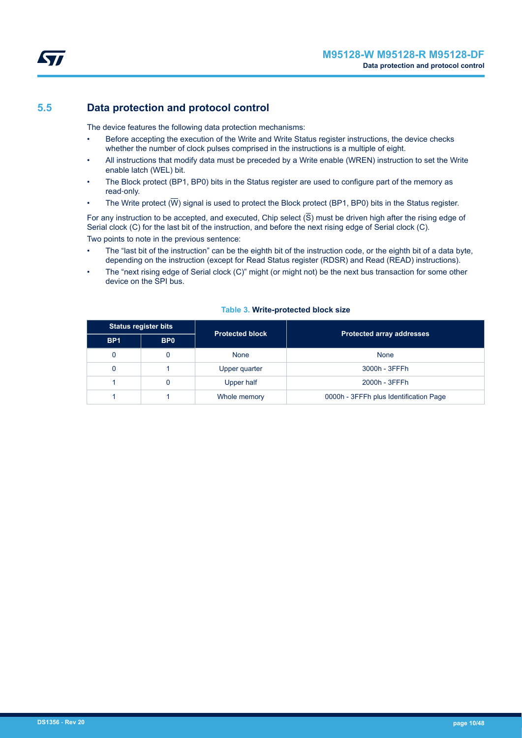## 5.5 Data protection and protocol control

The device features the following data protection mechanisms:

- Before accepting the execution of the Write and Write Status register instructions, the device checks whether the number of clock pulses comprised in the instructions is a multiple of eight.
- All instructions that modify data must be preceded by a Write enable (WREN) instruction to set the Write enable latch (WEL) bit.
- The Block protect (BP1, BP0) bits in the Status register are used to configure part of the memory as read-only.
- The Write protect ($\overline{W}$) signal is used to protect the Block protect (BP1, BP0) bits in the Status register.

For any instruction to be accepted, and executed, Chip select ($\overline{S}$) must be driven high after the rising edge of Serial clock (C) for the last bit of the instruction, and before the next rising edge of Serial clock (C).

Two points to note in the previous sentence:

- The "last bit of the instruction" can be the eighth bit of the instruction code, or the eighth bit of a data byte, depending on the instruction (except for Read Status register (RDSR) and Read (READ) instructions).
- The "next rising edge of Serial clock (C)" might (or might not) be the next bus transaction for some other device on the SPI bus.

**Table 3. Write-protected block size**

| Status register bits | | Protected block | Protected array addresses |
|---|---|---|---|
| BP1 | BP0 | | |
| 0 | 0 | None | None |
| 0 | 1 | Upper quarter | 3000h - 3FFFh |
| 1 | 0 | Upper half | 2000h - 3FFFh |
| 1 | 1 | Whole memory | 0000h - 3FFFh plus Identification Page |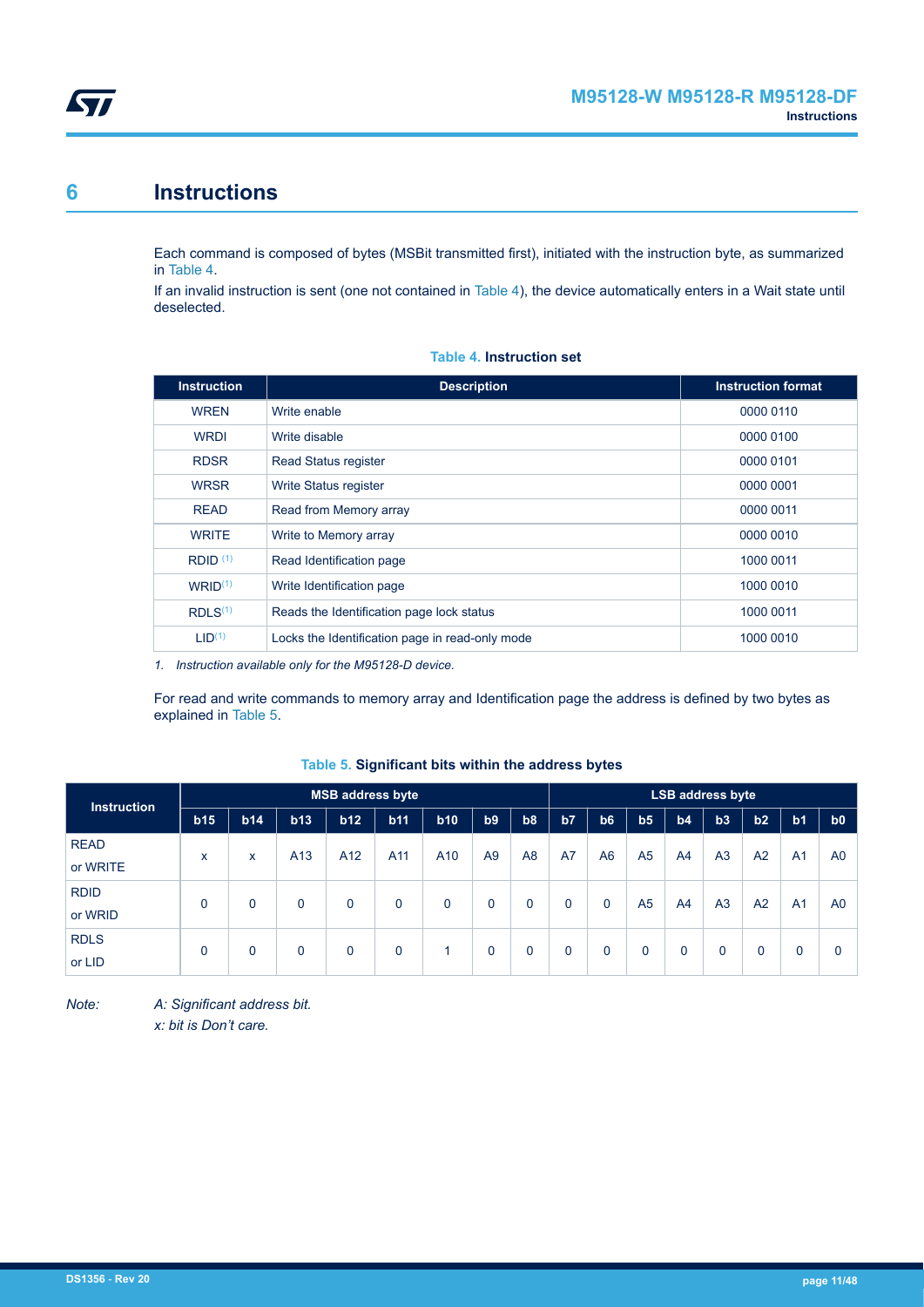# 6 Instructions

Each command is composed of bytes (MSBit transmitted first), initiated with the instruction byte, as summarized in Table 4.

If an invalid instruction is sent (one not contained in Table 4), the device automatically enters in a Wait state until deselected.

**Table 4. Instruction set**

| Instruction | Description | Instruction format |
|---|---|---|
| WREN | Write enable | 0000 0110 |
| WRDI | Write disable | 0000 0100 |
| RDSR | Read Status register | 0000 0101 |
| WRSR | Write Status register | 0000 0001 |
| READ | Read from Memory array | 0000 0011 |
| WRITE | Write to Memory array | 0000 0010 |
| RDID [(1)] | Read Identification page | 1000 0011 |
| WRID[(1)] | Write Identification page | 1000 0010 |
| RDLS[(1)] | Reads the Identification page lock status | 1000 0011 |
| LID[(1)] | Locks the Identification page in read-only mode | 1000 0010 |

1. *Instruction available only for the M95128-D device.*

For read and write commands to memory array and Identification page the address is defined by two bytes as explained in Table 5.

**Table 5. Significant bits within the address bytes**

| Instruction | MSB address byte | | | | | | | | LSB address byte | | | | | | | |
|---|---|---|---|---|---|---|---|---|---|---|---|---|---|---|---|---|
| | b15 | b14 | b13 | b12 | b11 | b10 | b9 | b8 | b7 | b6 | b5 | b4 | b3 | b2 | b1 | b0 |
| READ or WRITE | x | x | A13 | A12 | A11 | A10 | A9 | A8 | A7 | A6 | A5 | A4 | A3 | A2 | A1 | A0 |
| RDID or WRID | 0 | 0 | 0 | 0 | 0 | 0 | 0 | 0 | 0 | 0 | A5 | A4 | A3 | A2 | A1 | A0 |
| RDLS or LID | 0 | 0 | 0 | 0 | 0 | 1 | 0 | 0 | 0 | 0 | 0 | 0 | 0 | 0 | 0 | 0 |

*Note: A: Significant address bit.*
*x: bit is Don't care.*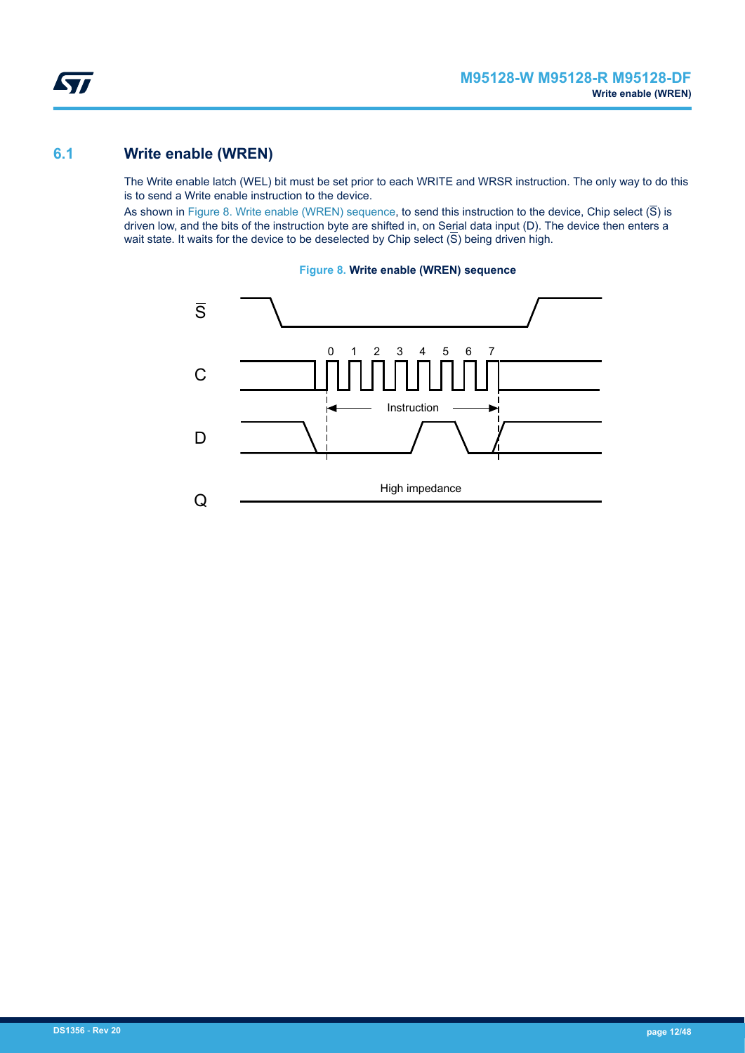## 6.1 Write enable (WREN)

The Write enable latch (WEL) bit must be set prior to each WRITE and WRSR instruction. The only way to do this is to send a Write enable instruction to the device.

As shown in Figure 8. Write enable (WREN) sequence, to send this instruction to the device, Chip select ($\overline{S}$) is driven low, and the bits of the instruction byte are shifted in, on Serial data input (D). The device then enters a wait state. It waits for the device to be deselected by Chip select ($\overline{S}$) being driven high.

**Figure 8. Write enable (WREN) sequence**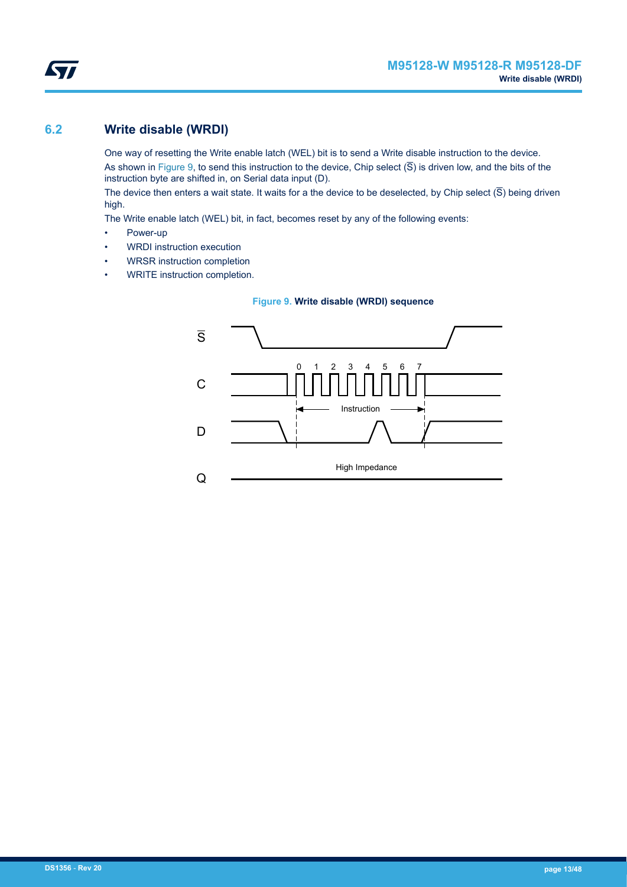## 6.2 Write disable (WRDI)

One way of resetting the Write enable latch (WEL) bit is to send a Write disable instruction to the device.

As shown in Figure 9, to send this instruction to the device, Chip select ($\overline{S}$) is driven low, and the bits of the instruction byte are shifted in, on Serial data input (D).

The device then enters a wait state. It waits for a the device to be deselected, by Chip select ($\overline{S}$) being driven high.

The Write enable latch (WEL) bit, in fact, becomes reset by any of the following events:

- Power-up
- WRDI instruction execution
- WRSR instruction completion
- WRITE instruction completion.

**Figure 9. Write disable (WRDI) sequence**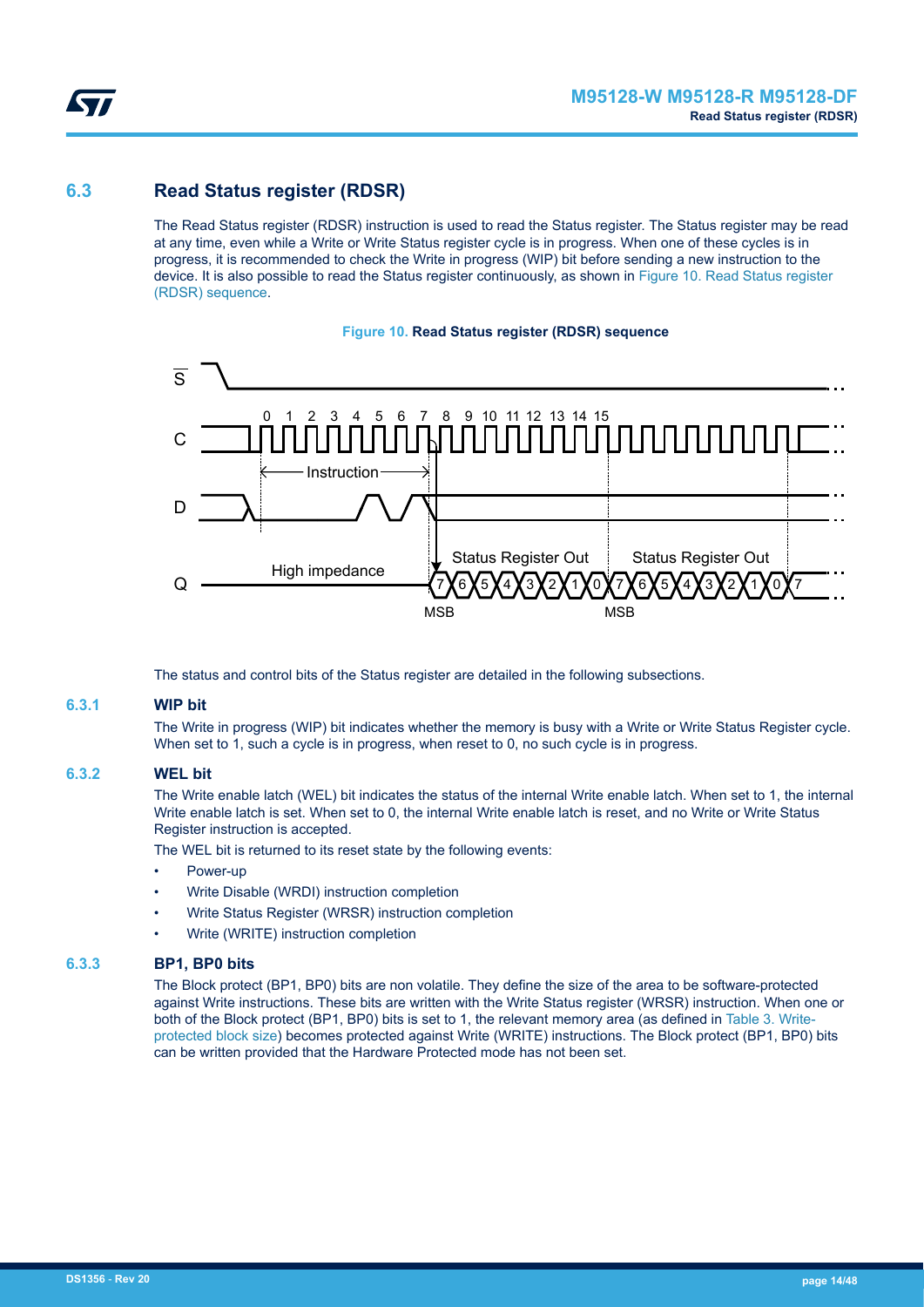## 6.3 Read Status register (RDSR)

The Read Status register (RDSR) instruction is used to read the Status register. The Status register may be read at any time, even while a Write or Write Status register cycle is in progress. When one of these cycles is in progress, it is recommended to check the Write in progress (WIP) bit before sending a new instruction to the device. It is also possible to read the Status register continuously, as shown in Figure 10. Read Status register (RDSR) sequence.

**Figure 10. Read Status register (RDSR) sequence**

The status and control bits of the Status register are detailed in the following subsections.

### 6.3.1 WIP bit

The Write in progress (WIP) bit indicates whether the memory is busy with a Write or Write Status Register cycle. When set to 1, such a cycle is in progress, when reset to 0, no such cycle is in progress.

### 6.3.2 WEL bit

The Write enable latch (WEL) bit indicates the status of the internal Write enable latch. When set to 1, the internal Write enable latch is set. When set to 0, the internal Write enable latch is reset, and no Write or Write Status Register instruction is accepted.

The WEL bit is returned to its reset state by the following events:

- Power-up
- Write Disable (WRDI) instruction completion
- Write Status Register (WRSR) instruction completion
- Write (WRITE) instruction completion

### 6.3.3 BP1, BP0 bits

The Block protect (BP1, BP0) bits are non volatile. They define the size of the area to be software-protected against Write instructions. These bits are written with the Write Status register (WRSR) instruction. When one or both of the Block protect (BP1, BP0) bits is set to 1, the relevant memory area (as defined in Table 3. Write-protected block size) becomes protected against Write (WRITE) instructions. The Block protect (BP1, BP0) bits can be written provided that the Hardware Protected mode has not been set.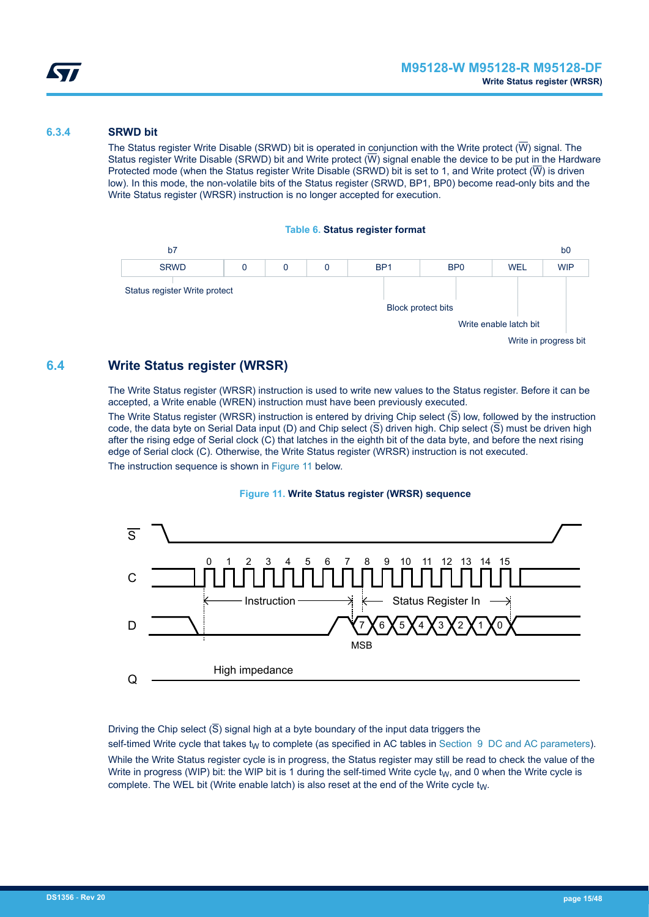### 6.3.4 SRWD bit

The Status register Write Disable (SRWD) bit is operated in conjunction with the Write protect ($\overline{W}$) signal. The Status register Write Disable (SRWD) bit and Write protect ($\overline{W}$) signal enable the device to be put in the Hardware Protected mode (when the Status register Write Disable (SRWD) bit is set to 1, and Write protect ($\overline{W}$) is driven low). In this mode, the non-volatile bits of the Status register (SRWD, BP1, BP0) become read-only bits and the Write Status register (WRSR) instruction is no longer accepted for execution.

**Table 6. Status register format**

| b7 | | | | | | | b0 |
|---|---|---|---|---|---|---|---|
| SRWD | 0 | 0 | 0 | BP1 | BP0 | WEL | WIP |

- SRWD: Status register Write protect
- BP1, BP0: Block protect bits
- WEL: Write enable latch bit
- WIP: Write in progress bit

## 6.4 Write Status register (WRSR)

The Write Status register (WRSR) instruction is used to write new values to the Status register. Before it can be accepted, a Write enable (WREN) instruction must have been previously executed.

The Write Status register (WRSR) instruction is entered by driving Chip select ($\overline{S}$) low, followed by the instruction code, the data byte on Serial Data input (D) and Chip select ($\overline{S}$) driven high. Chip select ($\overline{S}$) must be driven high after the rising edge of Serial clock (C) that latches in the eighth bit of the data byte, and before the next rising edge of Serial clock (C). Otherwise, the Write Status register (WRSR) instruction is not executed.

The instruction sequence is shown in Figure 11 below.

**Figure 11. Write Status register (WRSR) sequence**

Driving the Chip select ($\overline{S}$) signal high at a byte boundary of the input data triggers the self-timed Write cycle that takes $t_W$ to complete (as specified in AC tables in Section 9 DC and AC parameters).

While the Write Status register cycle is in progress, the Status register may still be read to check the value of the Write in progress (WIP) bit: the WIP bit is 1 during the self-timed Write cycle $t_W$, and 0 when the Write cycle is complete. The WEL bit (Write enable latch) is also reset at the end of the Write cycle $t_W$.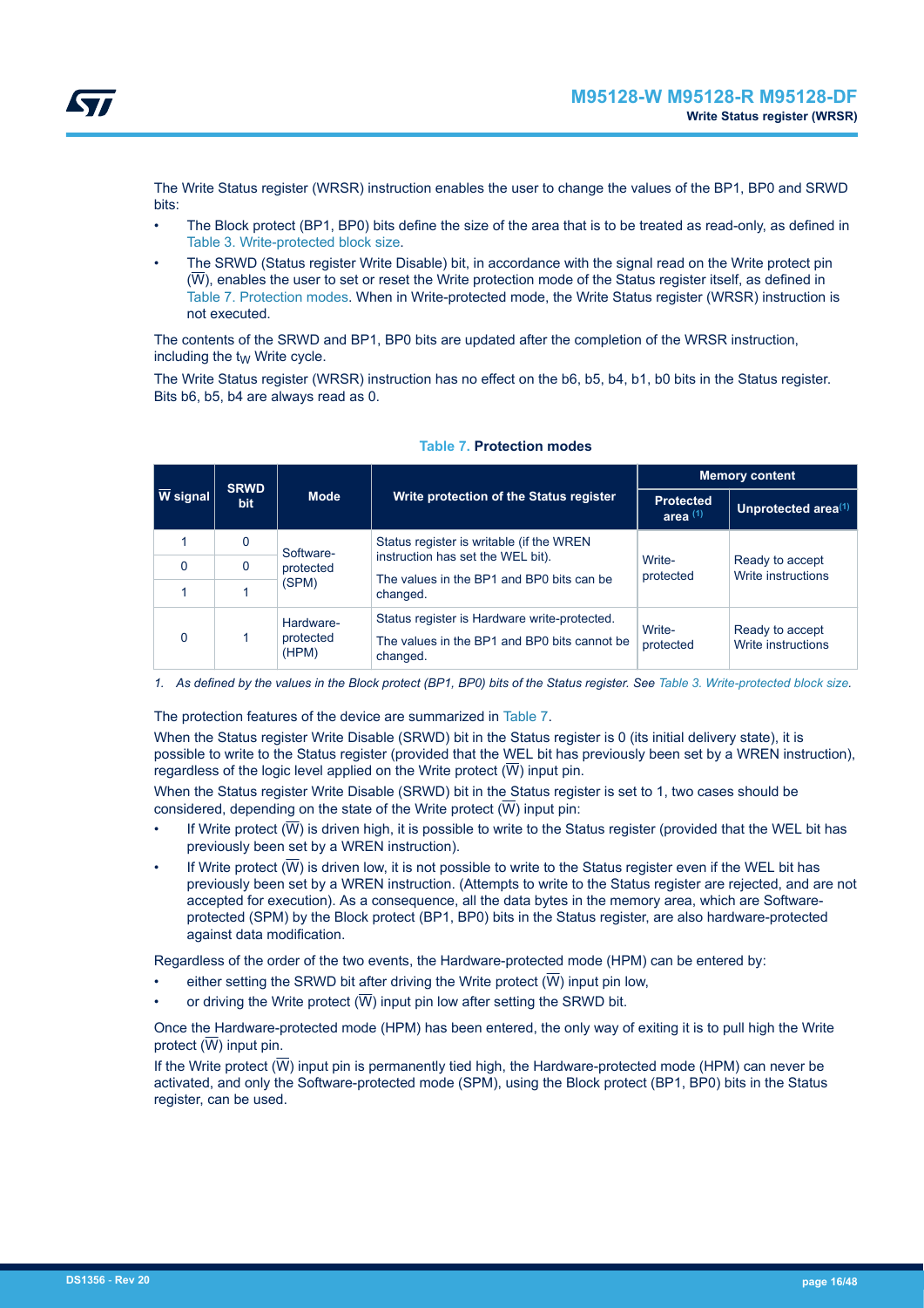The Write Status register (WRSR) instruction enables the user to change the values of the BP1, BP0 and SRWD bits:

- The Block protect (BP1, BP0) bits define the size of the area that is to be treated as read-only, as defined in Table 3. Write-protected block size.
- The SRWD (Status register Write Disable) bit, in accordance with the signal read on the Write protect pin ($\overline{W}$), enables the user to set or reset the Write protection mode of the Status register itself, as defined in Table 7. Protection modes. When in Write-protected mode, the Write Status register (WRSR) instruction is not executed.

The contents of the SRWD and BP1, BP0 bits are updated after the completion of the WRSR instruction, including the $t_W$ Write cycle.

The Write Status register (WRSR) instruction has no effect on the b6, b5, b4, b1, b0 bits in the Status register. Bits b6, b5, b4 are always read as 0.

**Table 7. Protection modes**

| $\overline{W}$ signal | SRWD bit | Mode | Write protection of the Status register | Memory content | |
|---|---|---|---|---|---|
| | | | | Protected area [1] | Unprotected area[1] |
| 1 | 0 | Software-protected (SPM) | Status register is writable (if the WREN instruction has set the WEL bit). The values in the BP1 and BP0 bits can be changed. | Write-protected | Ready to accept Write instructions |
| 0 | 0 | | | | |
| 1 | 1 | | | | |
| 0 | 1 | Hardware-protected (HPM) | Status register is Hardware write-protected. The values in the BP1 and BP0 bits cannot be changed. | Write-protected | Ready to accept Write instructions |

*1. As defined by the values in the Block protect (BP1, BP0) bits of the Status register. See Table 3. Write-protected block size.*

The protection features of the device are summarized in Table 7.

When the Status register Write Disable (SRWD) bit in the Status register is 0 (its initial delivery state), it is possible to write to the Status register (provided that the WEL bit has previously been set by a WREN instruction), regardless of the logic level applied on the Write protect ($\overline{W}$) input pin.

When the Status register Write Disable (SRWD) bit in the Status register is set to 1, two cases should be considered, depending on the state of the Write protect ($\overline{W}$) input pin:

- If Write protect ($\overline{W}$) is driven high, it is possible to write to the Status register (provided that the WEL bit has previously been set by a WREN instruction).
- If Write protect ($\overline{W}$) is driven low, it is not possible to write to the Status register even if the WEL bit has previously been set by a WREN instruction. (Attempts to write to the Status register are rejected, and are not accepted for execution). As a consequence, all the data bytes in the memory area, which are Software-protected (SPM) by the Block protect (BP1, BP0) bits in the Status register, are also hardware-protected against data modification.

Regardless of the order of the two events, the Hardware-protected mode (HPM) can be entered by:

- either setting the SRWD bit after driving the Write protect ($\overline{W}$) input pin low,
- or driving the Write protect ($\overline{W}$) input pin low after setting the SRWD bit.

Once the Hardware-protected mode (HPM) has been entered, the only way of exiting it is to pull high the Write protect ($\overline{W}$) input pin.

If the Write protect ($\overline{W}$) input pin is permanently tied high, the Hardware-protected mode (HPM) can never be activated, and only the Software-protected mode (SPM), using the Block protect (BP1, BP0) bits in the Status register, can be used.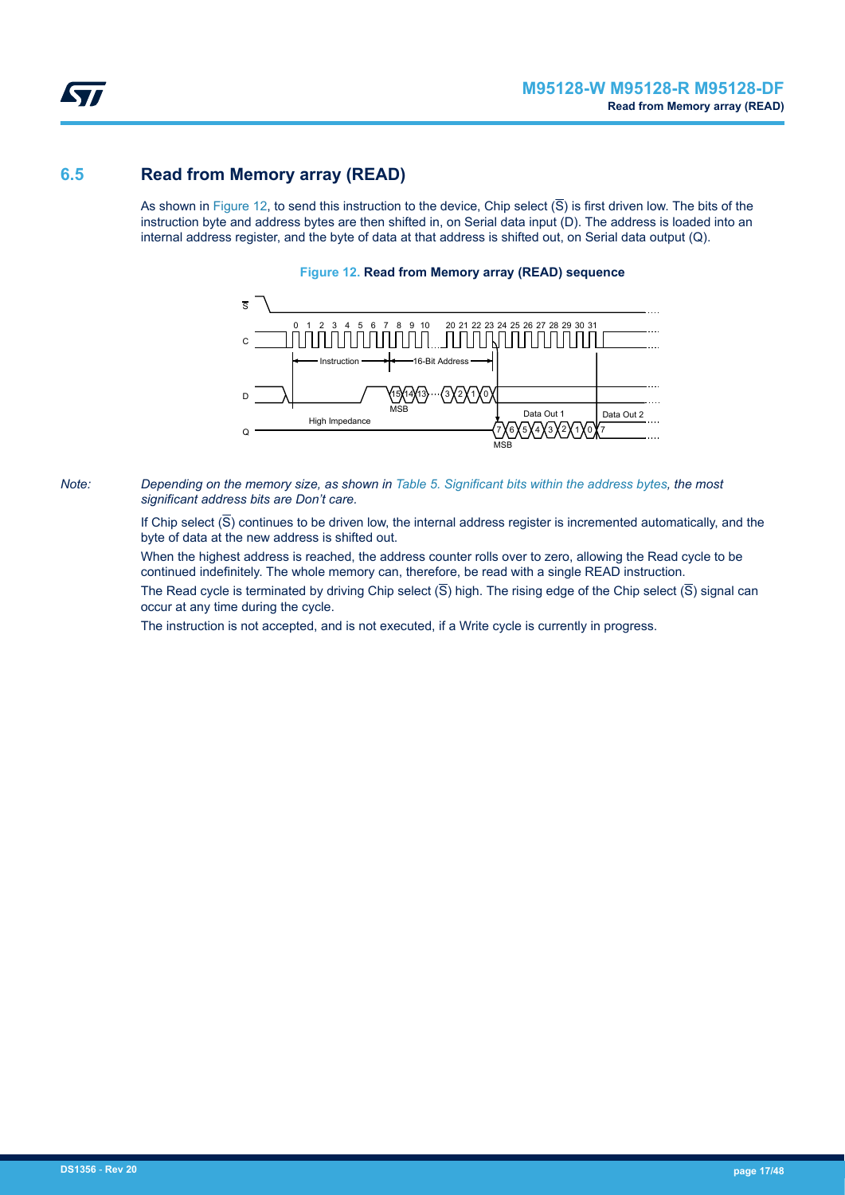## 6.5 Read from Memory array (READ)

As shown in Figure 12, to send this instruction to the device, Chip select ($\overline{S}$) is first driven low. The bits of the instruction byte and address bytes are then shifted in, on Serial data input (D). The address is loaded into an internal address register, and the byte of data at that address is shifted out, on Serial data output (Q).

**Figure 12. Read from Memory array (READ) sequence**

*Note: Depending on the memory size, as shown in Table 5. Significant bits within the address bytes, the most significant address bits are Don't care.*

If Chip select ($\overline{S}$) continues to be driven low, the internal address register is incremented automatically, and the byte of data at the new address is shifted out.

When the highest address is reached, the address counter rolls over to zero, allowing the Read cycle to be continued indefinitely. The whole memory can, therefore, be read with a single READ instruction.

The Read cycle is terminated by driving Chip select ($\overline{S}$) high. The rising edge of the Chip select ($\overline{S}$) signal can occur at any time during the cycle.

The instruction is not accepted, and is not executed, if a Write cycle is currently in progress.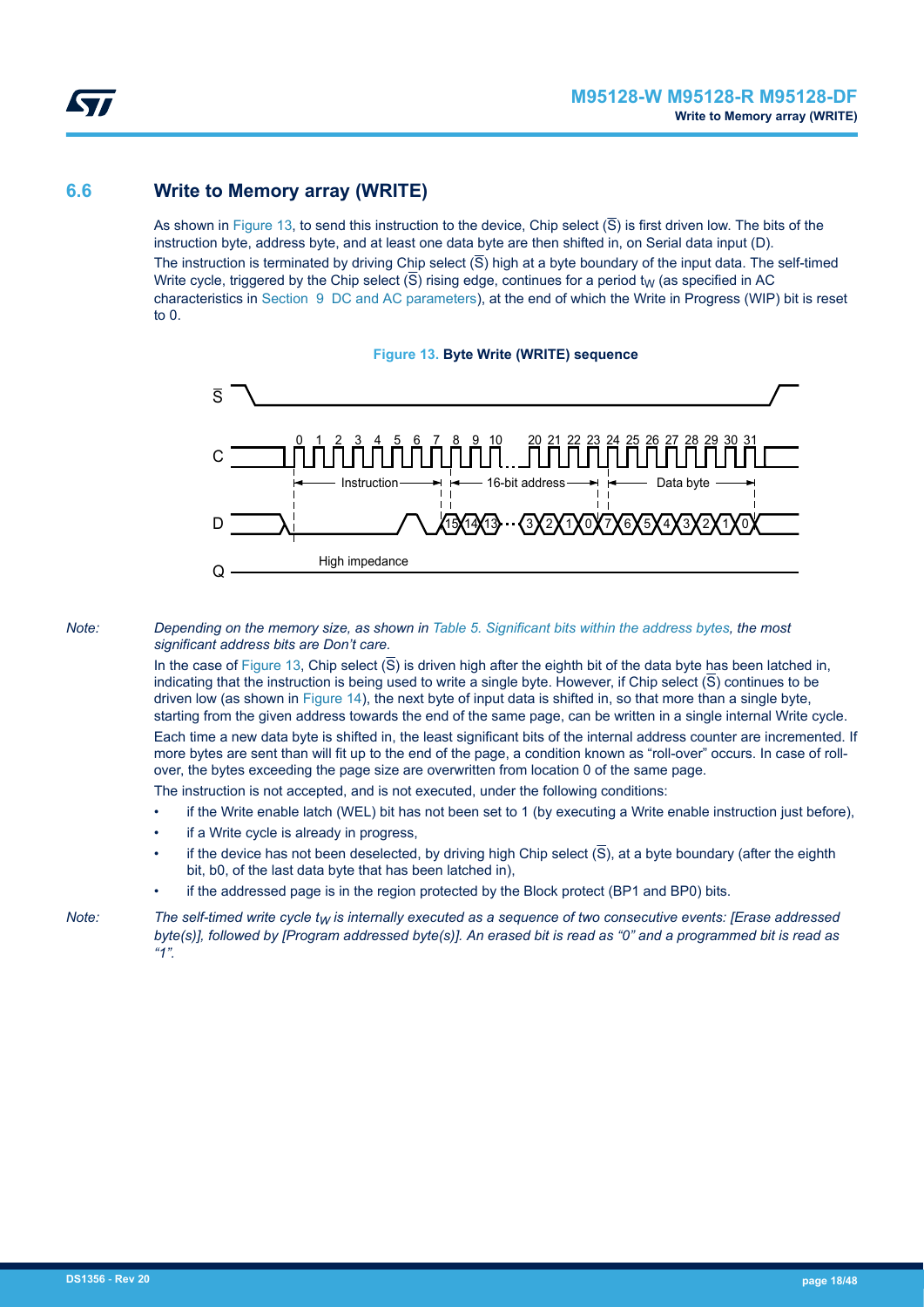## 6.6 Write to Memory array (WRITE)

As shown in Figure 13, to send this instruction to the device, Chip select ($\overline{S}$) is first driven low. The bits of the instruction byte, address byte, and at least one data byte are then shifted in, on Serial data input (D).

The instruction is terminated by driving Chip select ($\overline{S}$) high at a byte boundary of the input data. The self-timed Write cycle, triggered by the Chip select ($\overline{S}$) rising edge, continues for a period $t_W$ (as specified in AC characteristics in Section 9 DC and AC parameters), at the end of which the Write in Progress (WIP) bit is reset to 0.

**Figure 13. Byte Write (WRITE) sequence**

*Note: Depending on the memory size, as shown in Table 5. Significant bits within the address bytes, the most significant address bits are Don't care.*

In the case of Figure 13, Chip select ($\overline{S}$) is driven high after the eighth bit of the data byte has been latched in, indicating that the instruction is being used to write a single byte. However, if Chip select ($\overline{S}$) continues to be driven low (as shown in Figure 14), the next byte of input data is shifted in, so that more than a single byte, starting from the given address towards the end of the same page, can be written in a single internal Write cycle.

Each time a new data byte is shifted in, the least significant bits of the internal address counter are incremented. If more bytes are sent than will fit up to the end of the page, a condition known as "roll-over" occurs. In case of roll-over, the bytes exceeding the page size are overwritten from location 0 of the same page.

The instruction is not accepted, and is not executed, under the following conditions:

- if the Write enable latch (WEL) bit has not been set to 1 (by executing a Write enable instruction just before),
- if a Write cycle is already in progress,
- if the device has not been deselected, by driving high Chip select ($\overline{S}$), at a byte boundary (after the eighth bit, b0, of the last data byte that has been latched in),
- if the addressed page is in the region protected by the Block protect (BP1 and BP0) bits.

*Note: The self-timed write cycle $t_W$ is internally executed as a sequence of two consecutive events: [Erase addressed byte(s)], followed by [Program addressed byte(s)]. An erased bit is read as "0" and a programmed bit is read as "1".*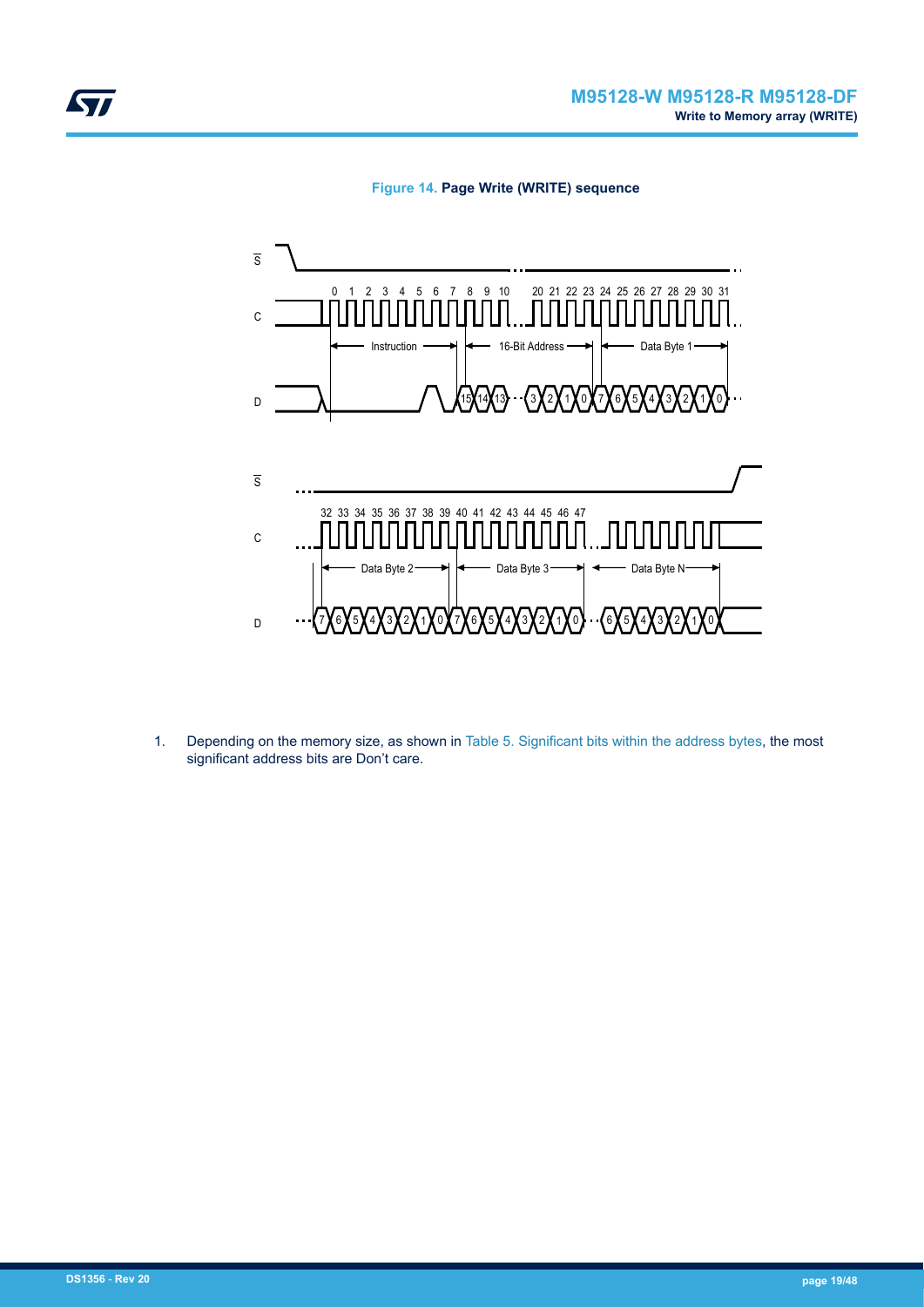**Figure 14. Page Write (WRITE) sequence**

1. Depending on the memory size, as shown in Table 5. Significant bits within the address bytes, the most significant address bits are Don't care.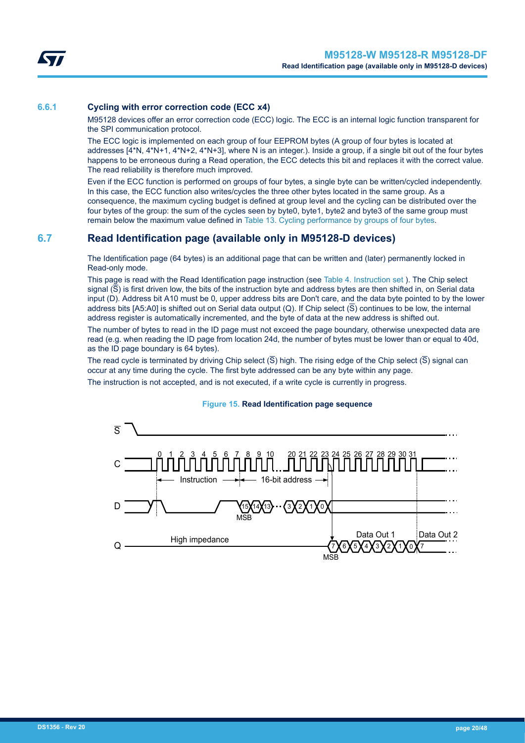### 6.6.1 Cycling with error correction code (ECC x4)

M95128 devices offer an error correction code (ECC) logic. The ECC is an internal logic function transparent for the SPI communication protocol.

The ECC logic is implemented on each group of four EEPROM bytes (A group of four bytes is located at addresses [4*N, 4*N+1, 4*N+2, 4*N+3], where N is an integer.). Inside a group, if a single bit out of the four bytes happens to be erroneous during a Read operation, the ECC detects this bit and replaces it with the correct value. The read reliability is therefore much improved.

Even if the ECC function is performed on groups of four bytes, a single byte can be written/cycled independently. In this case, the ECC function also writes/cycles the three other bytes located in the same group. As a consequence, the maximum cycling budget is defined at group level and the cycling can be distributed over the four bytes of the group: the sum of the cycles seen by byte0, byte1, byte2 and byte3 of the same group must remain below the maximum value defined in Table 13. Cycling performance by groups of four bytes.

## 6.7 Read Identification page (available only in M95128-D devices)

The Identification page (64 bytes) is an additional page that can be written and (later) permanently locked in Read-only mode.

This page is read with the Read Identification page instruction (see Table 4. Instruction set ). The Chip select signal ($\overline{S}$) is first driven low, the bits of the instruction byte and address bytes are then shifted in, on Serial data input (D). Address bit A10 must be 0, upper address bits are Don't care, and the data byte pointed to by the lower address bits [A5:A0] is shifted out on Serial data output (Q). If Chip select ($\overline{S}$) continues to be low, the internal address register is automatically incremented, and the byte of data at the new address is shifted out.

The number of bytes to read in the ID page must not exceed the page boundary, otherwise unexpected data are read (e.g. when reading the ID page from location 24d, the number of bytes must be lower than or equal to 40d, as the ID page boundary is 64 bytes).

The read cycle is terminated by driving Chip select ($\overline{S}$) high. The rising edge of the Chip select ($\overline{S}$) signal can occur at any time during the cycle. The first byte addressed can be any byte within any page.

The instruction is not accepted, and is not executed, if a write cycle is currently in progress.

**Figure 15. Read Identification page sequence**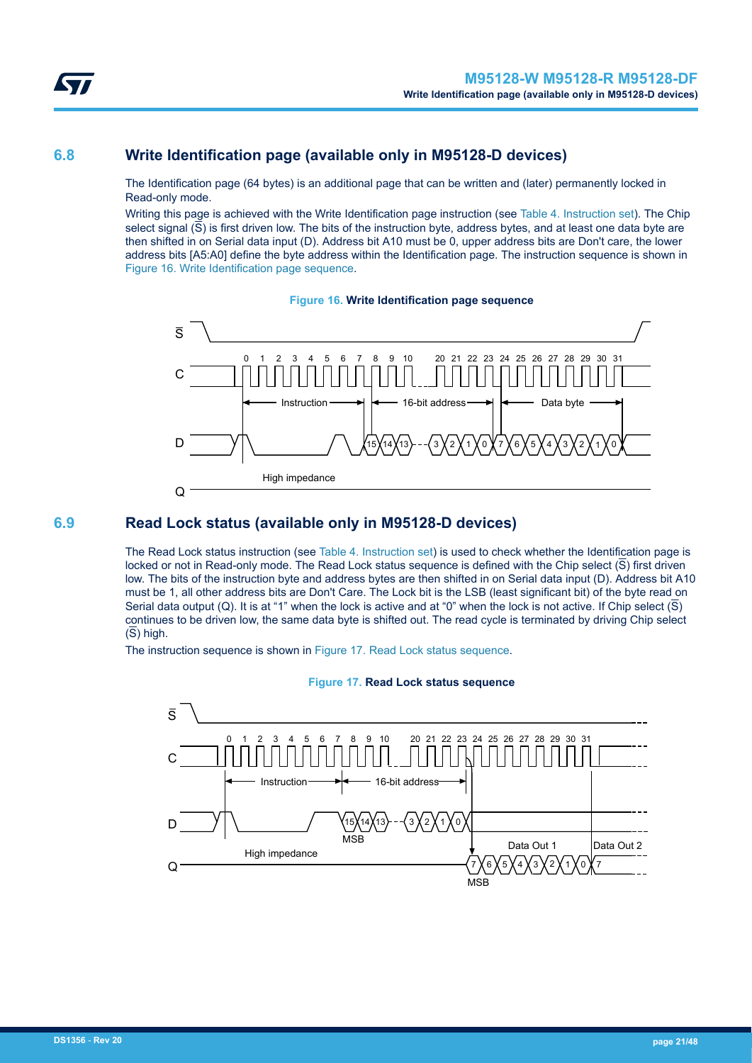## 6.8 Write Identification page (available only in M95128-D devices)

The Identification page (64 bytes) is an additional page that can be written and (later) permanently locked in Read-only mode.

Writing this page is achieved with the Write Identification page instruction (see Table 4. Instruction set). The Chip select signal ($\overline{S}$) is first driven low. The bits of the instruction byte, address bytes, and at least one data byte are then shifted in on Serial data input (D). Address bit A10 must be 0, upper address bits are Don't care, the lower address bits [A5:A0] define the byte address within the Identification page. The instruction sequence is shown in Figure 16. Write Identification page sequence.

**Figure 16. Write Identification page sequence**

## 6.9 Read Lock status (available only in M95128-D devices)

The Read Lock status instruction (see Table 4. Instruction set) is used to check whether the Identification page is locked or not in Read-only mode. The Read Lock status sequence is defined with the Chip select ($\overline{S}$) first driven low. The bits of the instruction byte and address bytes are then shifted in on Serial data input (D). Address bit A10 must be 1, all other address bits are Don't Care. The Lock bit is the LSB (least significant bit) of the byte read on Serial data output (Q). It is at "1" when the lock is active and at "0" when the lock is not active. If Chip select ($\overline{S}$) continues to be driven low, the same data byte is shifted out. The read cycle is terminated by driving Chip select ($\overline{S}$) high.

The instruction sequence is shown in Figure 17. Read Lock status sequence.

**Figure 17. Read Lock status sequence**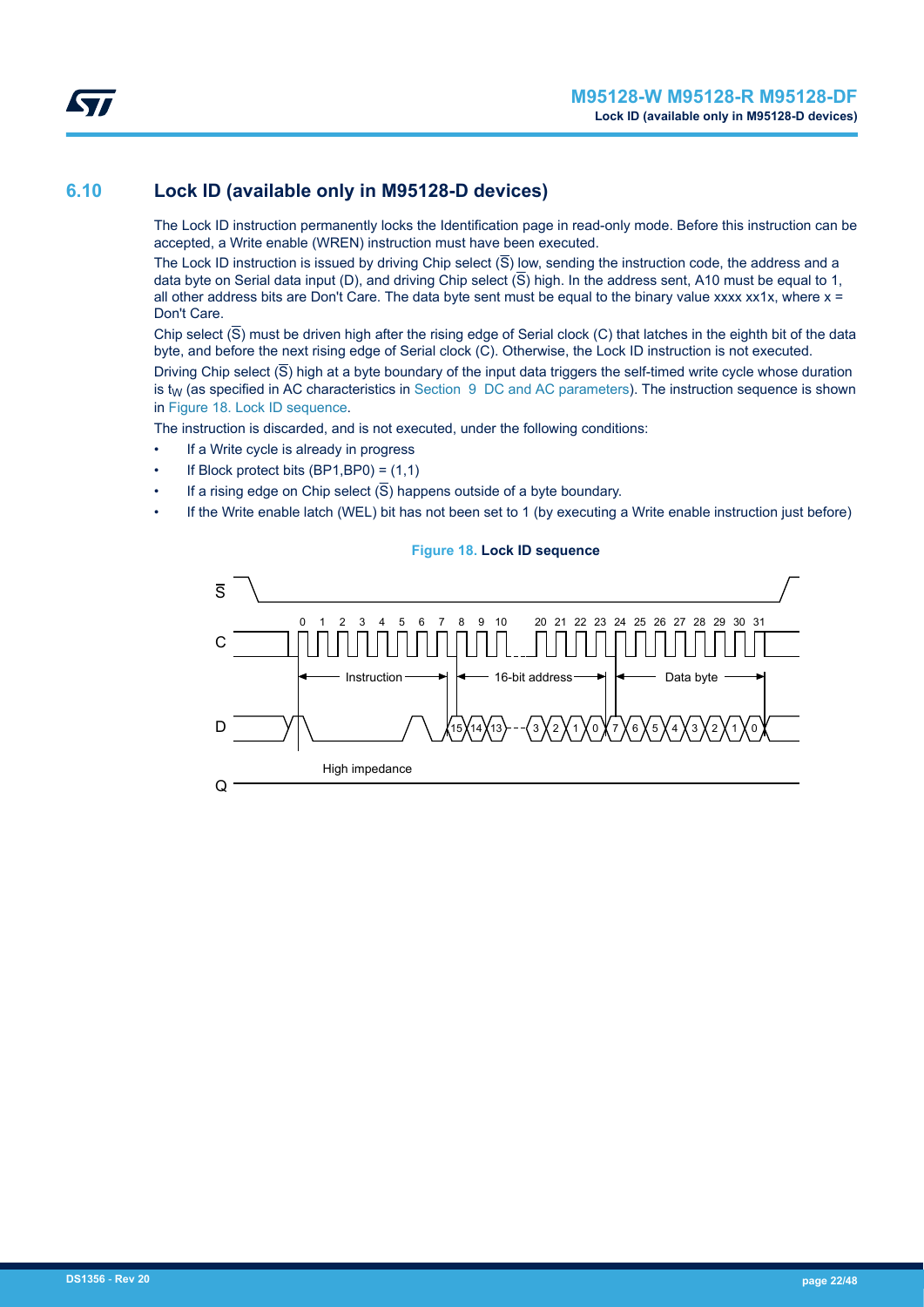## 6.10 Lock ID (available only in M95128-D devices)

The Lock ID instruction permanently locks the Identification page in read-only mode. Before this instruction can be accepted, a Write enable (WREN) instruction must have been executed.

The Lock ID instruction is issued by driving Chip select ($\overline{S}$) low, sending the instruction code, the address and a data byte on Serial data input (D), and driving Chip select ($\overline{S}$) high. In the address sent, A10 must be equal to 1, all other address bits are Don't Care. The data byte sent must be equal to the binary value xxxx xx1x, where x = Don't Care.

Chip select ($\overline{S}$) must be driven high after the rising edge of Serial clock (C) that latches in the eighth bit of the data byte, and before the next rising edge of Serial clock (C). Otherwise, the Lock ID instruction is not executed.

Driving Chip select ($\overline{S}$) high at a byte boundary of the input data triggers the self-timed write cycle whose duration is $t_W$ (as specified in AC characteristics in Section 9 DC and AC parameters). The instruction sequence is shown in Figure 18. Lock ID sequence.

The instruction is discarded, and is not executed, under the following conditions:

- If a Write cycle is already in progress
- If Block protect bits (BP1,BP0) = (1,1)
- If a rising edge on Chip select ($\overline{S}$) happens outside of a byte boundary.
- If the Write enable latch (WEL) bit has not been set to 1 (by executing a Write enable instruction just before)

**Figure 18. Lock ID sequence**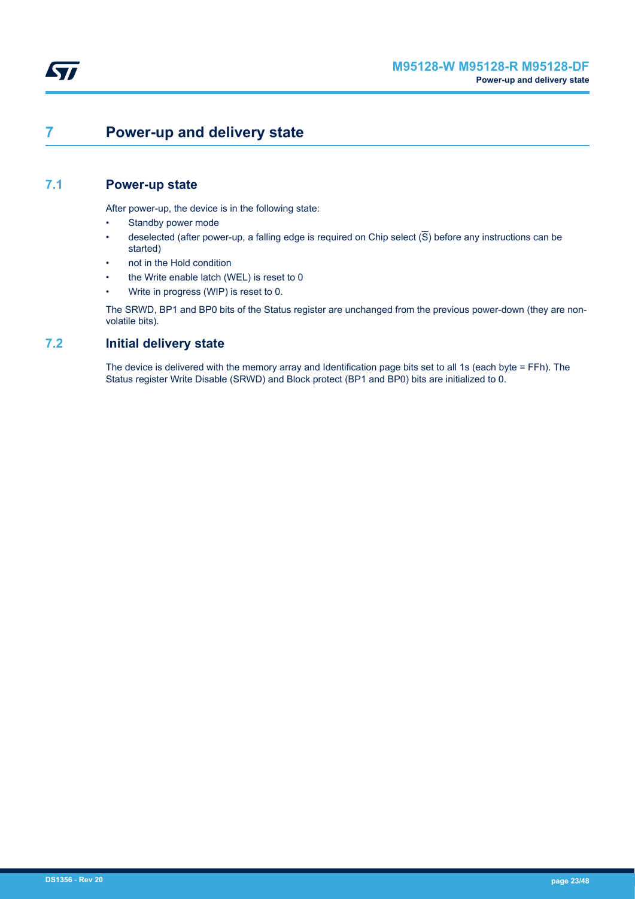# 7 Power-up and delivery state

## 7.1 Power-up state

After power-up, the device is in the following state:

- Standby power mode
- deselected (after power-up, a falling edge is required on Chip select ($\overline{S}$) before any instructions can be started)
- not in the Hold condition
- the Write enable latch (WEL) is reset to 0
- Write in progress (WIP) is reset to 0.

The SRWD, BP1 and BP0 bits of the Status register are unchanged from the previous power-down (they are non-volatile bits).

## 7.2 Initial delivery state

The device is delivered with the memory array and Identification page bits set to all 1s (each byte = FFh). The Status register Write Disable (SRWD) and Block protect (BP1 and BP0) bits are initialized to 0.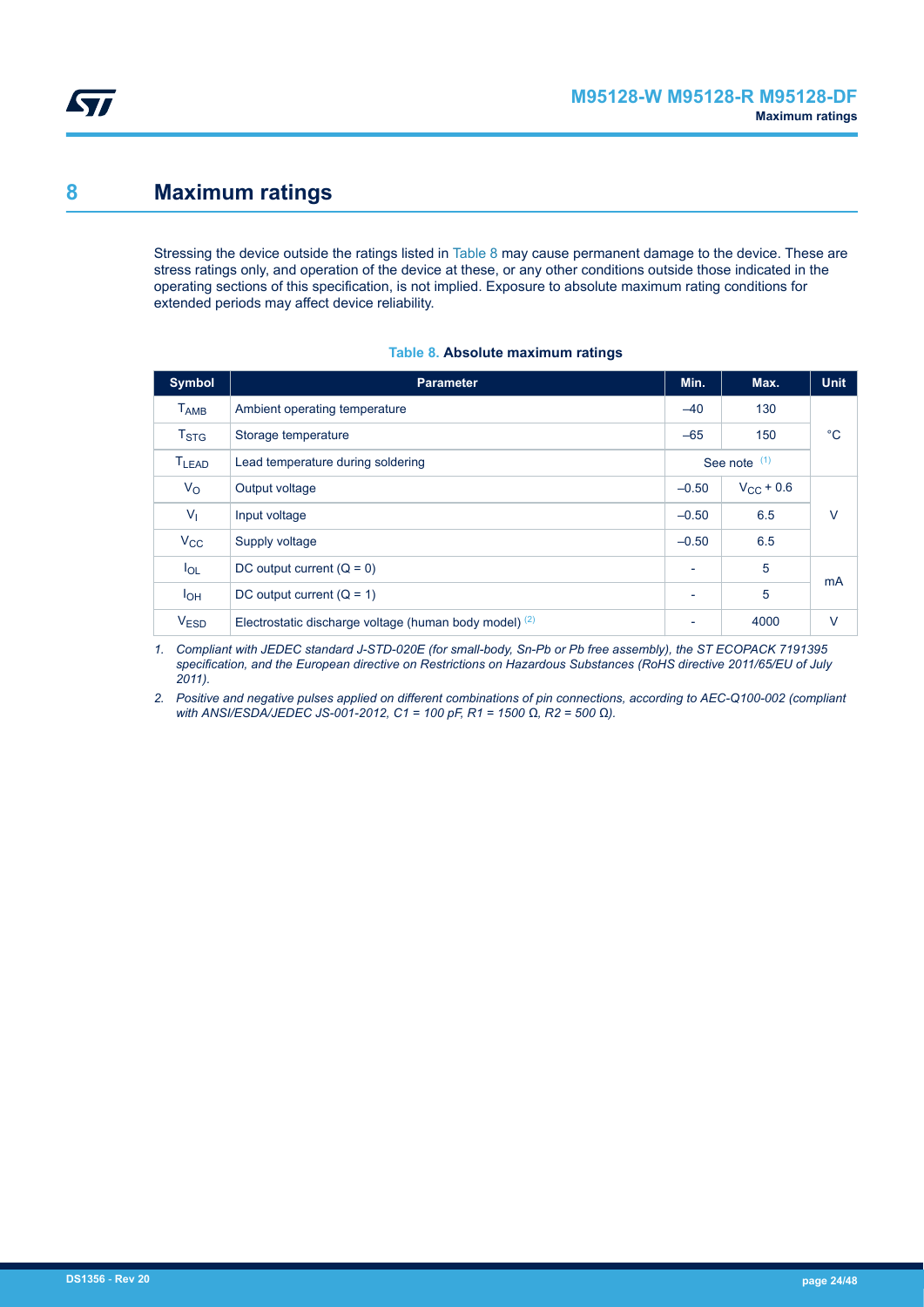# 8 Maximum ratings

Stressing the device outside the ratings listed in Table 8 may cause permanent damage to the device. These are stress ratings only, and operation of the device at these, or any other conditions outside those indicated in the operating sections of this specification, is not implied. Exposure to absolute maximum rating conditions for extended periods may affect device reliability.

**Table 8. Absolute maximum ratings**

| Symbol | Parameter | Min. | Max. | Unit |
|---|---|---|---|---|
| $T_{AMB}$ | Ambient operating temperature | –40 | 130 | °C |
| $T_{STG}$ | Storage temperature | –65 | 150 | °C |
| $T_{LEAD}$ | Lead temperature during soldering | See note [(1)] | | °C |
| $V_O$ | Output voltage | –0.50 | $V_{CC}$ + 0.6 | V |
| $V_I$ | Input voltage | –0.50 | 6.5 | V |
| $V_{CC}$ | Supply voltage | –0.50 | 6.5 | V |
| $I_{OL}$ | DC output current (Q = 0) | - | 5 | mA |
| $I_{OH}$ | DC output current (Q = 1) | - | 5 | mA |
| $V_{ESD}$ | Electrostatic discharge voltage (human body model) [(2)] | - | 4000 | V |

*1. Compliant with JEDEC standard J-STD-020E (for small-body, Sn-Pb or Pb free assembly), the ST ECOPACK 7191395 specification, and the European directive on Restrictions on Hazardous Substances (RoHS directive 2011/65/EU of July 2011).*

*2. Positive and negative pulses applied on different combinations of pin connections, according to AEC-Q100-002 (compliant with ANSI/ESDA/JEDEC JS-001-2012, C1 = 100 pF, R1 = 1500 Ω, R2 = 500 Ω).*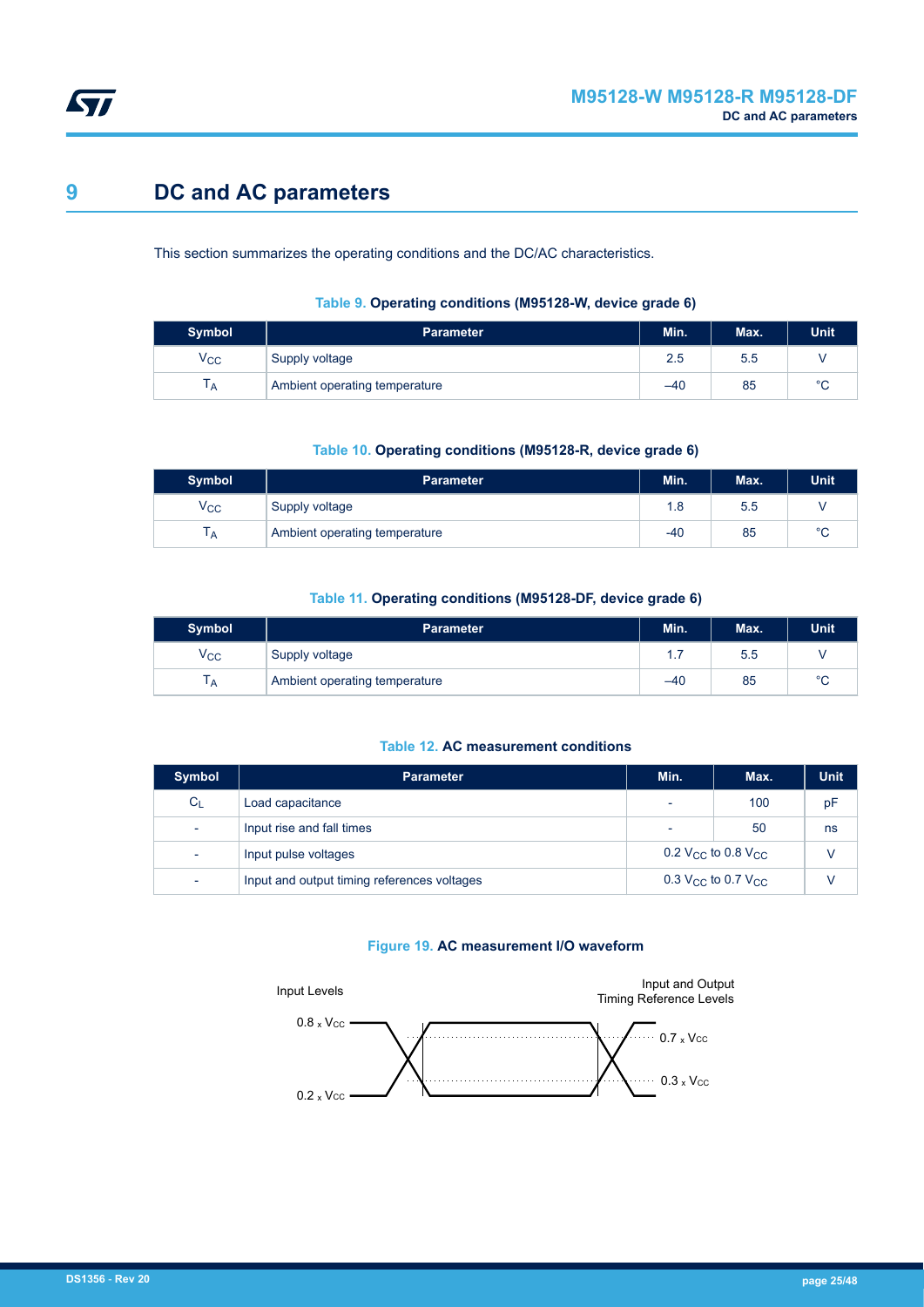# 9 DC and AC parameters

This section summarizes the operating conditions and the DC/AC characteristics.

**Table 9. Operating conditions (M95128-W, device grade 6)**

| Symbol | Parameter | Min. | Max. | Unit |
|---|---|---|---|---|
| $V_{CC}$ | Supply voltage | 2.5 | 5.5 | V |
| $T_A$ | Ambient operating temperature | –40 | 85 | °C |

**Table 10. Operating conditions (M95128-R, device grade 6)**

| Symbol | Parameter | Min. | Max. | Unit |
|---|---|---|---|---|
| $V_{CC}$ | Supply voltage | 1.8 | 5.5 | V |
| $T_A$ | Ambient operating temperature | -40 | 85 | °C |

**Table 11. Operating conditions (M95128-DF, device grade 6)**

| Symbol | Parameter | Min. | Max. | Unit |
|---|---|---|---|---|
| $V_{CC}$ | Supply voltage | 1.7 | 5.5 | V |
| $T_A$ | Ambient operating temperature | –40 | 85 | °C |

**Table 12. AC measurement conditions**

| Symbol | Parameter | Min. | Max. | Unit |
|---|---|---|---|---|
| $C_L$ | Load capacitance | - | 100 | pF |
| - | Input rise and fall times | - | 50 | ns |
| - | Input pulse voltages | 0.2 $V_{CC}$ to 0.8 $V_{CC}$ | | V |
| - | Input and output timing references voltages | 0.3 $V_{CC}$ to 0.7 $V_{CC}$ | | V |

**Figure 19. AC measurement I/O waveform**

Input Levels: 0.8 x $V_{CC}$, 0.2 x $V_{CC}$

Input and Output Timing Reference Levels: 0.7 x $V_{CC}$, 0.3 x $V_{CC}$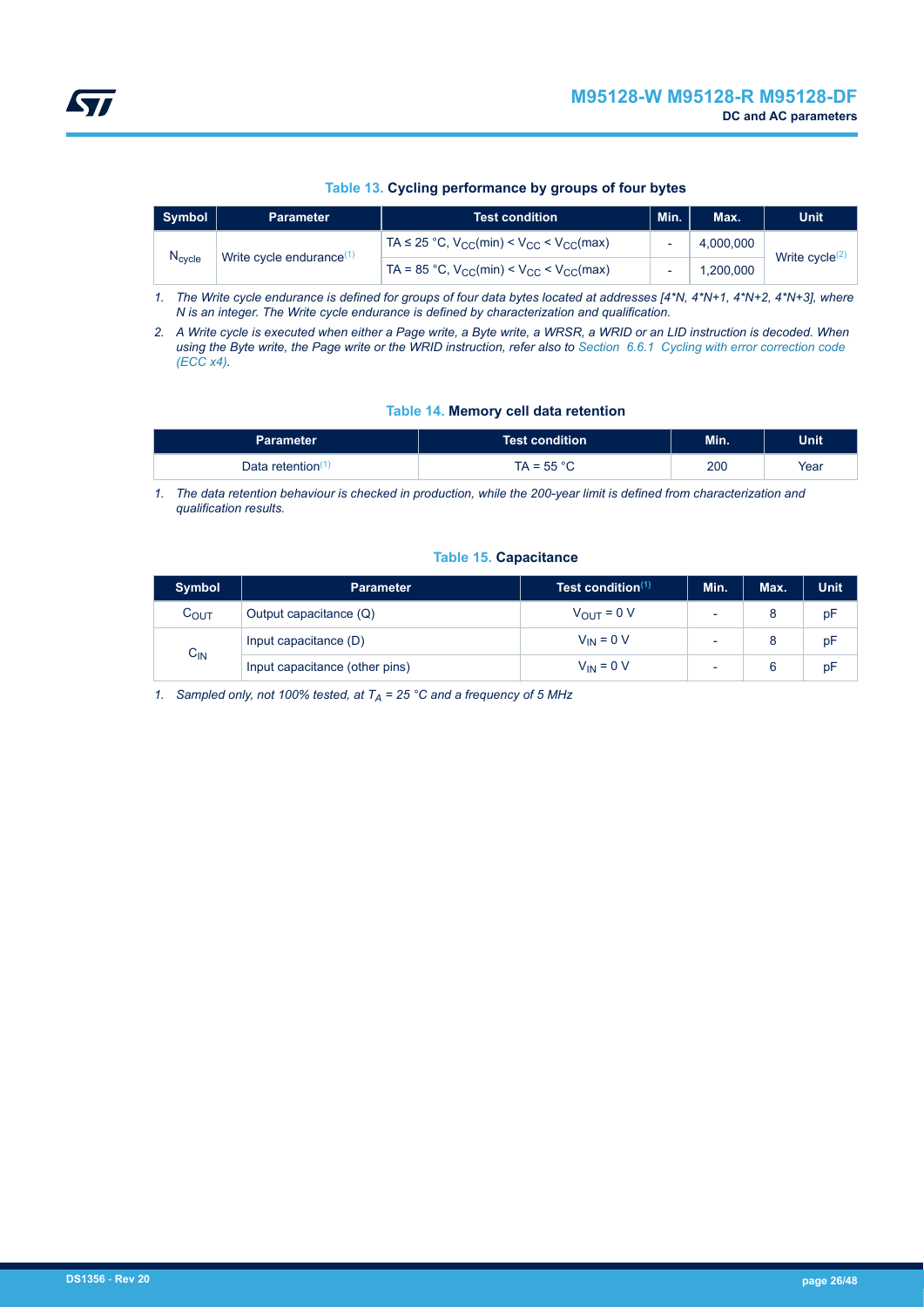**Table 13. Cycling performance by groups of four bytes**

| Symbol | Parameter | Test condition | Min. | Max. | Unit |
|---|---|---|---|---|---|
| $N_{cycle}$ | Write cycle endurance[1] | TA ≤ 25 °C, $V_{CC}(min) < V_{CC} < V_{CC}(max)$ | - | 4,000,000 | Write cycle[2] |
| | | TA = 85 °C, $V_{CC}(min) < V_{CC} < V_{CC}(max)$ | - | 1,200,000 | |

1. *The Write cycle endurance is defined for groups of four data bytes located at addresses [4*N, 4*N+1, 4*N+2, 4*N+3], where N is an integer. The Write cycle endurance is defined by characterization and qualification.*
2. *A Write cycle is executed when either a Page write, a Byte write, a WRSR, a WRID or an LID instruction is decoded. When using the Byte write, the Page write or the WRID instruction, refer also to Section 6.6.1 Cycling with error correction code (ECC x4).*

**Table 14. Memory cell data retention**

| Parameter | Test condition | Min. | Unit |
|---|---|---|---|
| Data retention[1] | TA = 55 °C | 200 | Year |

1. *The data retention behaviour is checked in production, while the 200-year limit is defined from characterization and qualification results.*

**Table 15. Capacitance**

| Symbol | Parameter | Test condition[1] | Min. | Max. | Unit |
|---|---|---|---|---|---|
| $C_{OUT}$ | Output capacitance (Q) | $V_{OUT} = 0$ V | - | 8 | pF |
| $C_{IN}$ | Input capacitance (D) | $V_{IN} = 0$ V | - | 8 | pF |
| | Input capacitance (other pins) | $V_{IN} = 0$ V | - | 6 | pF |

1. *Sampled only, not 100% tested, at $T_A$ = 25 °C and a frequency of 5 MHz*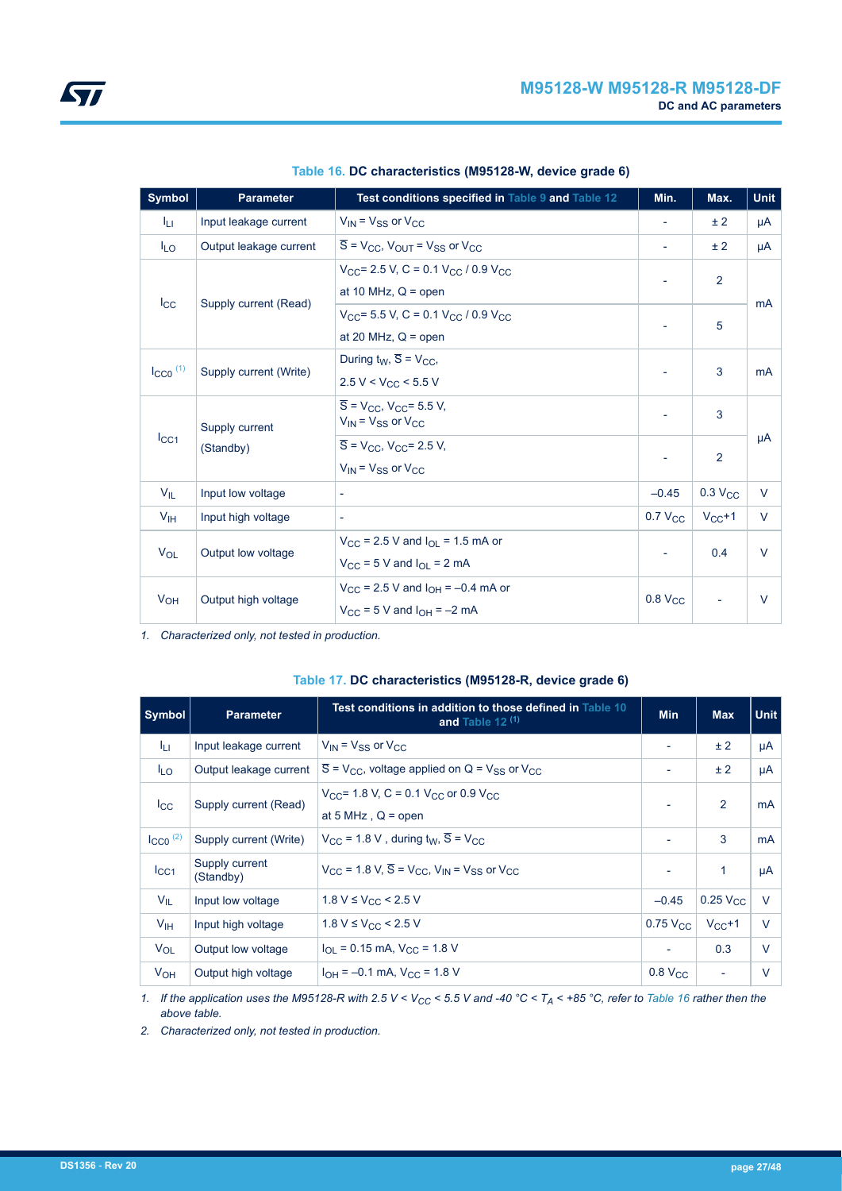**Table 16. DC characteristics (M95128-W, device grade 6)**

| Symbol | Parameter | Test conditions specified in Table 9 and Table 12 | Min. | Max. | Unit |
|---|---|---|---|---|---|
| $I_{LI}$ | Input leakage current | $V_{IN} = V_{SS}$ or $V_{CC}$ | - | ± 2 | µA |
| $I_{LO}$ | Output leakage current | $\overline{S} = V_{CC}$, $V_{OUT} = V_{SS}$ or $V_{CC}$ | - | ± 2 | µA |
| $I_{CC}$ | Supply current (Read) | $V_{CC}$= 2.5 V, C = 0.1 $V_{CC}$ / 0.9 $V_{CC}$ at 10 MHz, Q = open | - | 2 | mA |
| | | $V_{CC}$= 5.5 V, C = 0.1 $V_{CC}$ / 0.9 $V_{CC}$ at 20 MHz, Q = open | - | 5 | mA |
| $I_{CC0}$ (1) | Supply current (Write) | During $t_W$, $\overline{S} = V_{CC}$, 2.5 V < $V_{CC}$ < 5.5 V | - | 3 | mA |
| $I_{CC1}$ | Supply current (Standby) | $\overline{S} = V_{CC}$, $V_{CC}$= 5.5 V, $V_{IN} = V_{SS}$ or $V_{CC}$ | - | 3 | µA |
| | | $\overline{S} = V_{CC}$, $V_{CC}$= 2.5 V, $V_{IN} = V_{SS}$ or $V_{CC}$ | - | 2 | µA |
| $V_{IL}$ | Input low voltage | - | –0.45 | 0.3 $V_{CC}$ | V |
| $V_{IH}$ | Input high voltage | - | 0.7 $V_{CC}$ | $V_{CC}$+1 | V |
| $V_{OL}$ | Output low voltage | $V_{CC}$ = 2.5 V and $I_{OL}$ = 1.5 mA or $V_{CC}$ = 5 V and $I_{OL}$ = 2 mA | - | 0.4 | V |
| $V_{OH}$ | Output high voltage | $V_{CC}$ = 2.5 V and $I_{OH}$ = –0.4 mA or $V_{CC}$ = 5 V and $I_{OH}$ = –2 mA | 0.8 $V_{CC}$ | - | V |

1. *Characterized only, not tested in production.*

**Table 17. DC characteristics (M95128-R, device grade 6)**

| Symbol | Parameter | Test conditions in addition to those defined in Table 10 and Table 12 (1) | Min | Max | Unit |
|---|---|---|---|---|---|
| $I_{LI}$ | Input leakage current | $V_{IN} = V_{SS}$ or $V_{CC}$ | - | ± 2 | µA |
| $I_{LO}$ | Output leakage current | $\overline{S} = V_{CC}$, voltage applied on Q = $V_{SS}$ or $V_{CC}$ | - | ± 2 | µA |
| $I_{CC}$ | Supply current (Read) | $V_{CC}$= 1.8 V, C = 0.1 $V_{CC}$ or 0.9 $V_{CC}$ at 5 MHz , Q = open | - | 2 | mA |
| $I_{CC0}$ (2) | Supply current (Write) | $V_{CC}$ = 1.8 V , during $t_W$, $\overline{S} = V_{CC}$ | - | 3 | mA |
| $I_{CC1}$ | Supply current (Standby) | $V_{CC}$ = 1.8 V, $\overline{S} = V_{CC}$, $V_{IN} = V_{SS}$ or $V_{CC}$ | - | 1 | µA |
| $V_{IL}$ | Input low voltage | 1.8 V ≤ $V_{CC}$ < 2.5 V | –0.45 | 0.25 $V_{CC}$ | V |
| $V_{IH}$ | Input high voltage | 1.8 V ≤ $V_{CC}$ < 2.5 V | 0.75 $V_{CC}$ | $V_{CC}$+1 | V |
| $V_{OL}$ | Output low voltage | $I_{OL}$ = 0.15 mA, $V_{CC}$ = 1.8 V | - | 0.3 | V |
| $V_{OH}$ | Output high voltage | $I_{OH}$ = –0.1 mA, $V_{CC}$ = 1.8 V | 0.8 $V_{CC}$ | - | V |

1. *If the application uses the M95128-R with 2.5 V < $V_{CC}$ < 5.5 V and -40 °C < $T_A$ < +85 °C, refer to Table 16 rather then the above table.*
2. *Characterized only, not tested in production.*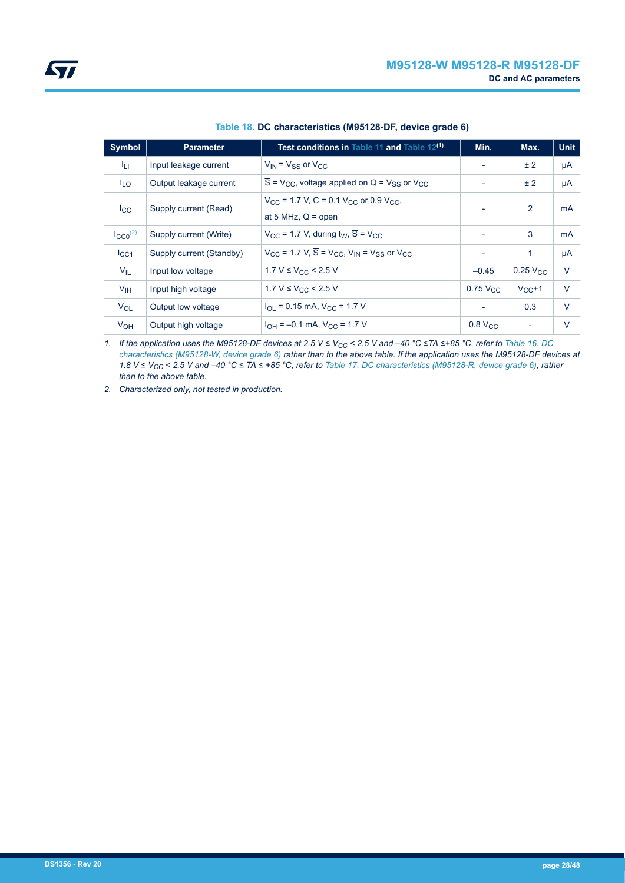**Table 18. DC characteristics (M95128-DF, device grade 6)**

| Symbol | Parameter | Test conditions in Table 11 and Table 12[1] | Min. | Max. | Unit |
|---|---|---|---|---|---|
| $I_{LI}$ | Input leakage current | $V_{IN} = V_{SS}$ or $V_{CC}$ | - | ± 2 | µA |
| $I_{LO}$ | Output leakage current | $\overline{S} = V_{CC}$, voltage applied on Q = $V_{SS}$ or $V_{CC}$ | - | ± 2 | µA |
| $I_{CC}$ | Supply current (Read) | $V_{CC}$ = 1.7 V, C = 0.1 $V_{CC}$ or 0.9 $V_{CC}$, at 5 MHz, Q = open | - | 2 | mA |
| $I_{CC0}$[2] | Supply current (Write) | $V_{CC}$ = 1.7 V, during $t_W$, $\overline{S} = V_{CC}$ | - | 3 | mA |
| $I_{CC1}$ | Supply current (Standby) | $V_{CC}$ = 1.7 V, $\overline{S} = V_{CC}$, $V_{IN} = V_{SS}$ or $V_{CC}$ | - | 1 | µA |
| $V_{IL}$ | Input low voltage | 1.7 V ≤ $V_{CC}$ < 2.5 V | –0.45 | 0.25 $V_{CC}$ | V |
| $V_{IH}$ | Input high voltage | 1.7 V ≤ $V_{CC}$ < 2.5 V | 0.75 $V_{CC}$ | $V_{CC}$+1 | V |
| $V_{OL}$ | Output low voltage | $I_{OL}$ = 0.15 mA, $V_{CC}$ = 1.7 V | - | 0.3 | V |
| $V_{OH}$ | Output high voltage | $I_{OH}$ = –0.1 mA, $V_{CC}$ = 1.7 V | 0.8 $V_{CC}$ | - | V |

1. *If the application uses the M95128-DF devices at 2.5 V ≤ $V_{CC}$ < 2.5 V and –40 °C ≤TA ≤+85 °C, refer to Table 16. DC characteristics (M95128-W, device grade 6) rather than to the above table. If the application uses the M95128-DF devices at 1.8 V ≤ $V_{CC}$ < 2.5 V and –40 °C ≤ TA ≤ +85 °C, refer to Table 17. DC characteristics (M95128-R, device grade 6), rather than to the above table.*
2. *Characterized only, not tested in production.*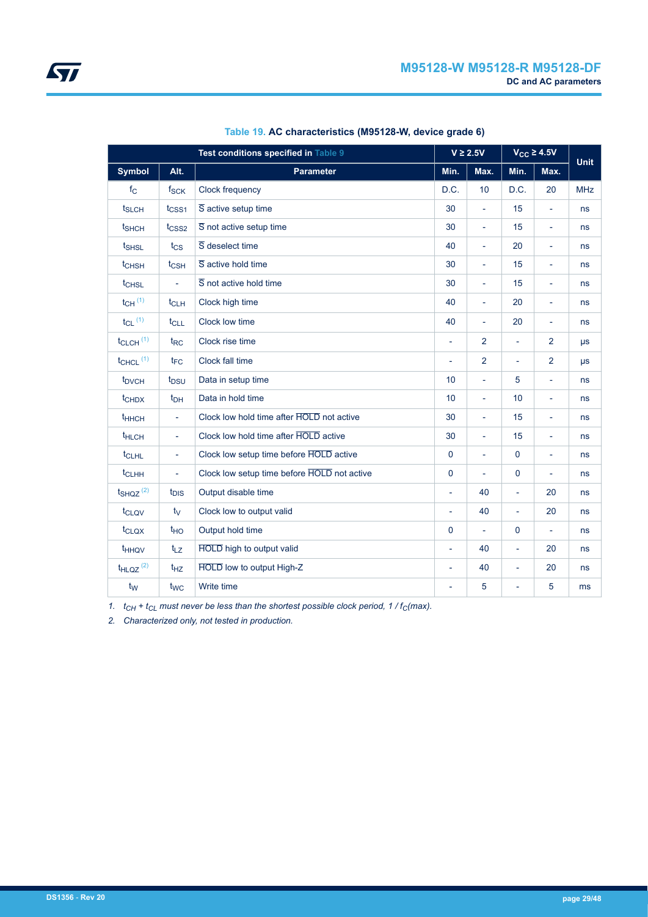**Table 19. AC characteristics (M95128-W, device grade 6)**

| Test conditions specified in Table 9 | | | $V \geq 2.5V$ | | $V_{CC} \geq 4.5V$ | | Unit |
|---|---|---|---|---|---|---|---|
| Symbol | Alt. | Parameter | Min. | Max. | Min. | Max. | |
| $f_C$ | $f_{SCK}$ | Clock frequency | D.C. | 10 | D.C. | 20 | MHz |
| $t_{SLCH}$ | $t_{CSS1}$ | $\overline{S}$ active setup time | 30 | - | 15 | - | ns |
| $t_{SHCH}$ | $t_{CSS2}$ | $\overline{S}$ not active setup time | 30 | - | 15 | - | ns |
| $t_{SHSL}$ | $t_{CS}$ | $\overline{S}$ deselect time | 40 | - | 20 | - | ns |
| $t_{CHSH}$ | $t_{CSH}$ | $\overline{S}$ active hold time | 30 | - | 15 | - | ns |
| $t_{CHSL}$ | - | $\overline{S}$ not active hold time | 30 | - | 15 | - | ns |
| $t_{CH}$ [(1)] | $t_{CLH}$ | Clock high time | 40 | - | 20 | - | ns |
| $t_{CL}$ [(1)] | $t_{CLL}$ | Clock low time | 40 | - | 20 | - | ns |
| $t_{CLCH}$ [(1)] | $t_{RC}$ | Clock rise time | - | 2 | - | 2 | µs |
| $t_{CHCL}$ [(1)] | $t_{FC}$ | Clock fall time | - | 2 | - | 2 | µs |
| $t_{DVCH}$ | $t_{DSU}$ | Data in setup time | 10 | - | 5 | - | ns |
| $t_{CHDX}$ | $t_{DH}$ | Data in hold time | 10 | - | 10 | - | ns |
| $t_{HHCH}$ | - | Clock low hold time after $\overline{HOLD}$ not active | 30 | - | 15 | - | ns |
| $t_{HLCH}$ | - | Clock low hold time after $\overline{HOLD}$ active | 30 | - | 15 | - | ns |
| $t_{CLHL}$ | - | Clock low setup time before $\overline{HOLD}$ active | 0 | - | 0 | - | ns |
| $t_{CLHH}$ | - | Clock low setup time before $\overline{HOLD}$ not active | 0 | - | 0 | - | ns |
| $t_{SHQZ}$ [(2)] | $t_{DIS}$ | Output disable time | - | 40 | - | 20 | ns |
| $t_{CLQV}$ | $t_V$ | Clock low to output valid | - | 40 | - | 20 | ns |
| $t_{CLQX}$ | $t_{HO}$ | Output hold time | 0 | - | 0 | - | ns |
| $t_{HHQV}$ | $t_{LZ}$ | $\overline{HOLD}$ high to output valid | - | 40 | - | 20 | ns |
| $t_{HLQZ}$ [(2)] | $t_{HZ}$ | $\overline{HOLD}$ low to output High-Z | - | 40 | - | 20 | ns |
| $t_W$ | $t_{WC}$ | Write time | - | 5 | - | 5 | ms |

1. *$t_{CH} + t_{CL}$ must never be less than the shortest possible clock period, $1 / f_C(max)$.*
2. *Characterized only, not tested in production.*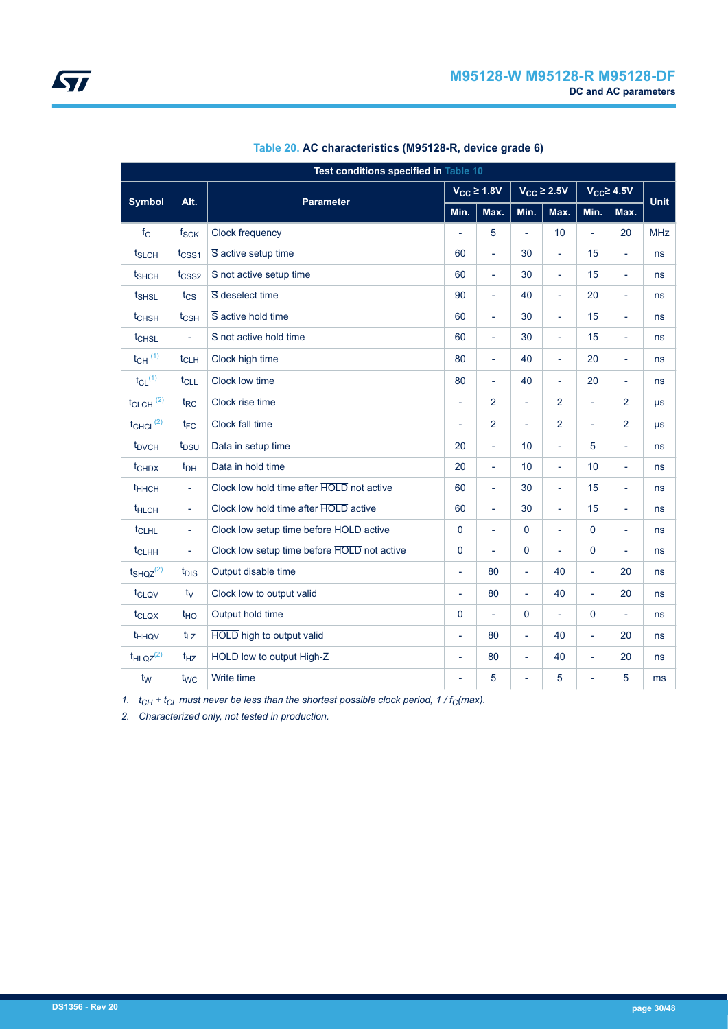**Table 20. AC characteristics (M95128-R, device grade 6)**

| Test conditions specified in Table 10 | | | | | | | | | |
|---|---|---|---|---|---|---|---|---|---|
| Symbol | Alt. | Parameter | $V_{CC} \geq 1.8V$ | | $V_{CC} \geq 2.5V$ | | $V_{CC} \geq 4.5V$ | | Unit |
| | | | Min. | Max. | Min. | Max. | Min. | Max. | |
| $f_C$ | $f_{SCK}$ | Clock frequency | - | 5 | - | 10 | - | 20 | MHz |
| $t_{SLCH}$ | $t_{CSS1}$ | $\overline{S}$ active setup time | 60 | - | 30 | - | 15 | - | ns |
| $t_{SHCH}$ | $t_{CSS2}$ | $\overline{S}$ not active setup time | 60 | - | 30 | - | 15 | - | ns |
| $t_{SHSL}$ | $t_{CS}$ | $\overline{S}$ deselect time | 90 | - | 40 | - | 20 | - | ns |
| $t_{CHSH}$ | $t_{CSH}$ | $\overline{S}$ active hold time | 60 | - | 30 | - | 15 | - | ns |
| $t_{CHSL}$ | - | $\overline{S}$ not active hold time | 60 | - | 30 | - | 15 | - | ns |
| $t_{CH}$ (1) | $t_{CLH}$ | Clock high time | 80 | - | 40 | - | 20 | - | ns |
| $t_{CL}$ (1) | $t_{CLL}$ | Clock low time | 80 | - | 40 | - | 20 | - | ns |
| $t_{CLCH}$ (2) | $t_{RC}$ | Clock rise time | - | 2 | - | 2 | - | 2 | µs |
| $t_{CHCL}$ (2) | $t_{FC}$ | Clock fall time | - | 2 | - | 2 | - | 2 | µs |
| $t_{DVCH}$ | $t_{DSU}$ | Data in setup time | 20 | - | 10 | - | 5 | - | ns |
| $t_{CHDX}$ | $t_{DH}$ | Data in hold time | 20 | - | 10 | - | 10 | - | ns |
| $t_{HHCH}$ | - | Clock low hold time after $\overline{HOLD}$ not active | 60 | - | 30 | - | 15 | - | ns |
| $t_{HLCH}$ | - | Clock low hold time after $\overline{HOLD}$ active | 60 | - | 30 | - | 15 | - | ns |
| $t_{CLHL}$ | - | Clock low setup time before $\overline{HOLD}$ active | 0 | - | 0 | - | 0 | - | ns |
| $t_{CLHH}$ | - | Clock low setup time before $\overline{HOLD}$ not active | 0 | - | 0 | - | 0 | - | ns |
| $t_{SHQZ}$ (2) | $t_{DIS}$ | Output disable time | - | 80 | - | 40 | - | 20 | ns |
| $t_{CLQV}$ | $t_V$ | Clock low to output valid | - | 80 | - | 40 | - | 20 | ns |
| $t_{CLQX}$ | $t_{HO}$ | Output hold time | 0 | - | 0 | - | 0 | - | ns |
| $t_{HHQV}$ | $t_{LZ}$ | $\overline{HOLD}$ high to output valid | - | 80 | - | 40 | - | 20 | ns |
| $t_{HLQZ}$ (2) | $t_{HZ}$ | $\overline{HOLD}$ low to output High-Z | - | 80 | - | 40 | - | 20 | ns |
| $t_W$ | $t_{WC}$ | Write time | - | 5 | - | 5 | - | 5 | ms |

1. *$t_{CH}$ + $t_{CL}$ must never be less than the shortest possible clock period, 1 / $f_C$(max).*
2. *Characterized only, not tested in production.*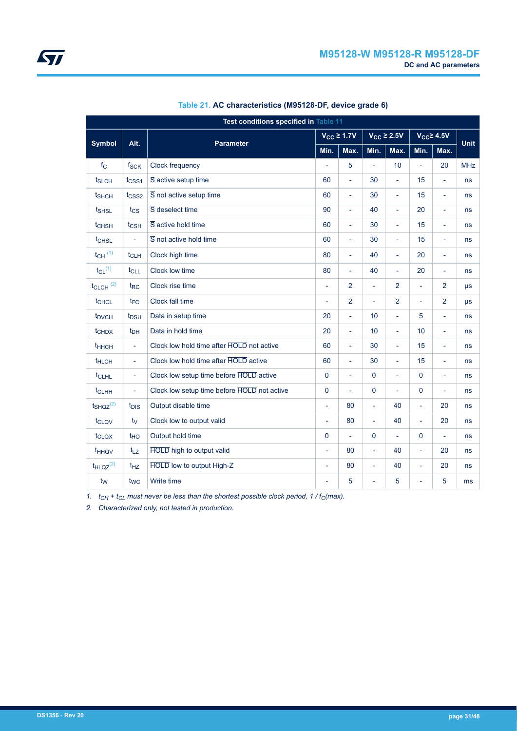**Table 21. AC characteristics (M95128-DF, device grade 6)**

| Test conditions specified in Table 11 | | | | | | | | | |
|---|---|---|---|---|---|---|---|---|---|
| Symbol | Alt. | Parameter | $V_{CC} \geq 1.7V$ | | $V_{CC} \geq 2.5V$ | | $V_{CC} \geq 4.5V$ | | Unit |
| | | | Min. | Max. | Min. | Max. | Min. | Max. | |
| $f_C$ | $f_{SCK}$ | Clock frequency | - | 5 | - | 10 | - | 20 | MHz |
| $t_{SLCH}$ | $t_{CSS1}$ | $\overline{S}$ active setup time | 60 | - | 30 | - | 15 | - | ns |
| $t_{SHCH}$ | $t_{CSS2}$ | $\overline{S}$ not active setup time | 60 | - | 30 | - | 15 | - | ns |
| $t_{SHSL}$ | $t_{CS}$ | $\overline{S}$ deselect time | 90 | - | 40 | - | 20 | - | ns |
| $t_{CHSH}$ | $t_{CSH}$ | $\overline{S}$ active hold time | 60 | - | 30 | - | 15 | - | ns |
| $t_{CHSL}$ | - | $\overline{S}$ not active hold time | 60 | - | 30 | - | 15 | - | ns |
| $t_{CH}$ (1) | $t_{CLH}$ | Clock high time | 80 | - | 40 | - | 20 | - | ns |
| $t_{CL}$ (1) | $t_{CLL}$ | Clock low time | 80 | - | 40 | - | 20 | - | ns |
| $t_{CLCH}$ (2) | $t_{RC}$ | Clock rise time | - | 2 | - | 2 | - | 2 | µs |
| $t_{CHCL}$ | $t_{FC}$ | Clock fall time | - | 2 | - | 2 | - | 2 | µs |
| $t_{DVCH}$ | $t_{DSU}$ | Data in setup time | 20 | - | 10 | - | 5 | - | ns |
| $t_{CHDX}$ | $t_{DH}$ | Data in hold time | 20 | - | 10 | - | 10 | - | ns |
| $t_{HHCH}$ | - | Clock low hold time after $\overline{HOLD}$ not active | 60 | - | 30 | - | 15 | - | ns |
| $t_{HLCH}$ | - | Clock low hold time after $\overline{HOLD}$ active | 60 | - | 30 | - | 15 | - | ns |
| $t_{CLHL}$ | - | Clock low setup time before $\overline{HOLD}$ active | 0 | - | 0 | - | 0 | - | ns |
| $t_{CLHH}$ | - | Clock low setup time before $\overline{HOLD}$ not active | 0 | - | 0 | - | 0 | - | ns |
| $t_{SHQZ}$ (2) | $t_{DIS}$ | Output disable time | - | 80 | - | 40 | - | 20 | ns |
| $t_{CLQV}$ | $t_V$ | Clock low to output valid | - | 80 | - | 40 | - | 20 | ns |
| $t_{CLQX}$ | $t_{HO}$ | Output hold time | 0 | - | 0 | - | 0 | - | ns |
| $t_{HHQV}$ | $t_{LZ}$ | $\overline{HOLD}$ high to output valid | - | 80 | - | 40 | - | 20 | ns |
| $t_{HLQZ}$ (2) | $t_{HZ}$ | $\overline{HOLD}$ low to output High-Z | - | 80 | - | 40 | - | 20 | ns |
| $t_W$ | $t_{WC}$ | Write time | - | 5 | - | 5 | - | 5 | ms |

1. *$t_{CH} + t_{CL}$ must never be less than the shortest possible clock period, $1 / f_C(max)$.*
2. *Characterized only, not tested in production.*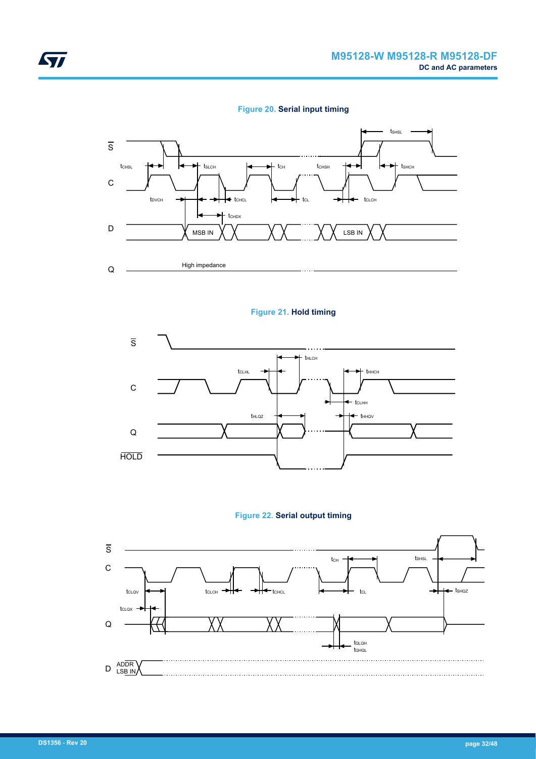**Figure 20. Serial input timing**

**Figure 21. Hold timing**

**Figure 22. Serial output timing**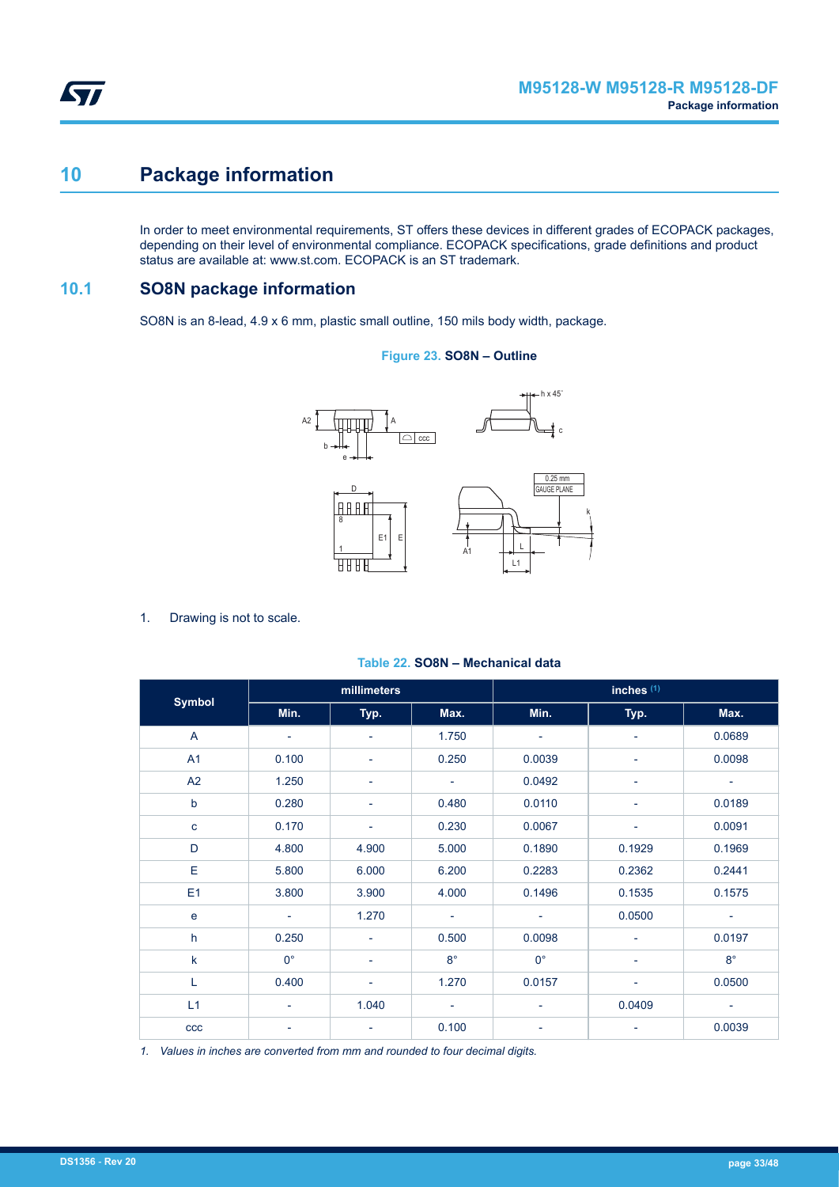# 10 Package information

In order to meet environmental requirements, ST offers these devices in different grades of ECOPACK packages, depending on their level of environmental compliance. ECOPACK specifications, grade definitions and product status are available at: www.st.com. ECOPACK is an ST trademark.

## 10.1 SO8N package information

SO8N is an 8-lead, 4.9 x 6 mm, plastic small outline, 150 mils body width, package.

**Figure 23. SO8N – Outline**

1. Drawing is not to scale.

**Table 22. SO8N – Mechanical data**

| Symbol | millimeters | | | inches (1) | | |
|---|---|---|---|---|---|---|
| | Min. | Typ. | Max. | Min. | Typ. | Max. |
| A | - | - | 1.750 | - | - | 0.0689 |
| A1 | 0.100 | - | 0.250 | 0.0039 | - | 0.0098 |
| A2 | 1.250 | - | - | 0.0492 | - | - |
| b | 0.280 | - | 0.480 | 0.0110 | - | 0.0189 |
| c | 0.170 | - | 0.230 | 0.0067 | - | 0.0091 |
| D | 4.800 | 4.900 | 5.000 | 0.1890 | 0.1929 | 0.1969 |
| E | 5.800 | 6.000 | 6.200 | 0.2283 | 0.2362 | 0.2441 |
| E1 | 3.800 | 3.900 | 4.000 | 0.1496 | 0.1535 | 0.1575 |
| e | - | 1.270 | - | - | 0.0500 | - |
| h | 0.250 | - | 0.500 | 0.0098 | - | 0.0197 |
| k | 0° | - | 8° | 0° | - | 8° |
| L | 0.400 | - | 1.270 | 0.0157 | - | 0.0500 |
| L1 | - | 1.040 | - | - | 0.0409 | - |
| ccc | - | - | 0.100 | - | - | 0.0039 |

*1. Values in inches are converted from mm and rounded to four decimal digits.*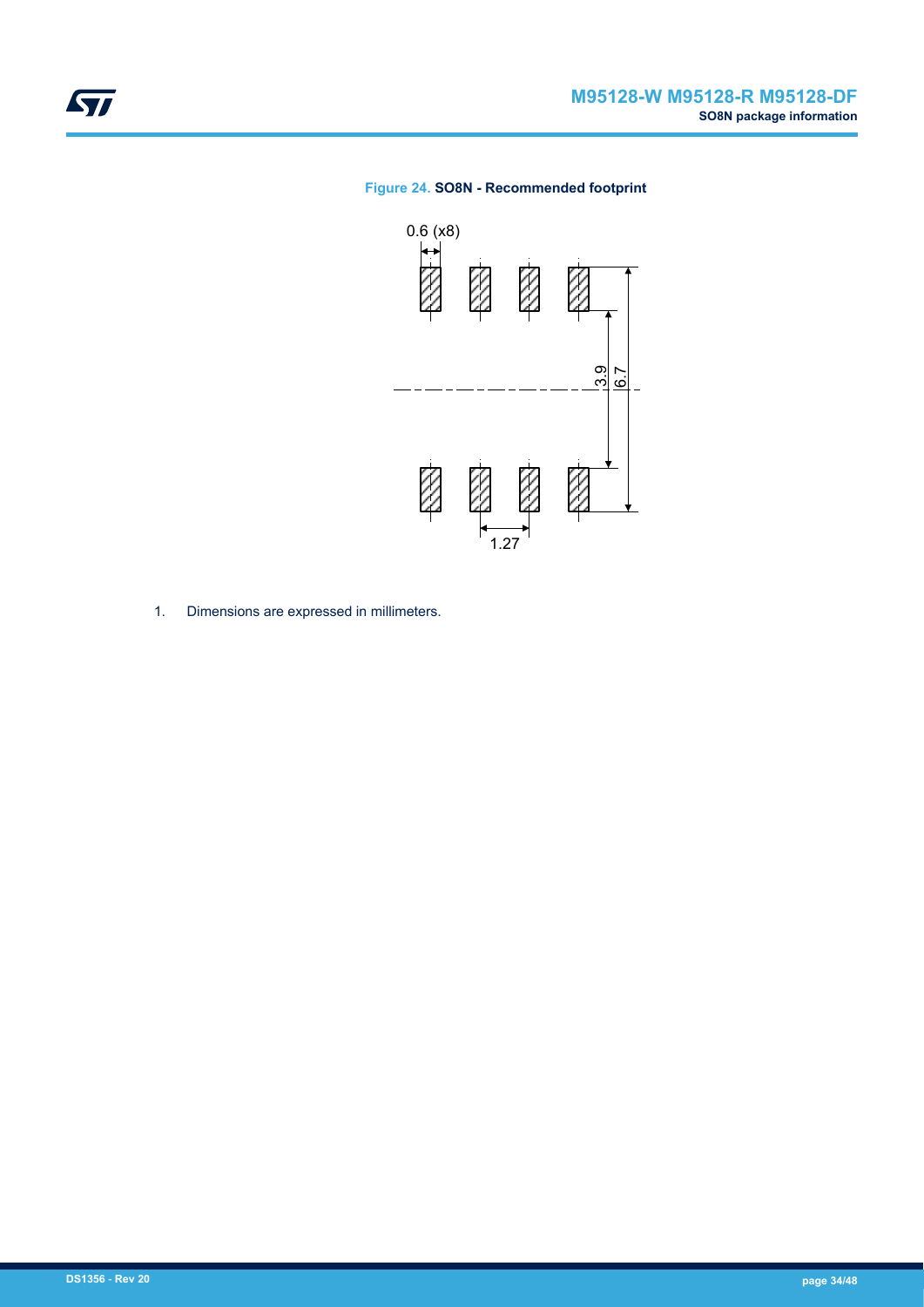**Figure 24. SO8N - Recommended footprint**

1. Dimensions are expressed in millimeters.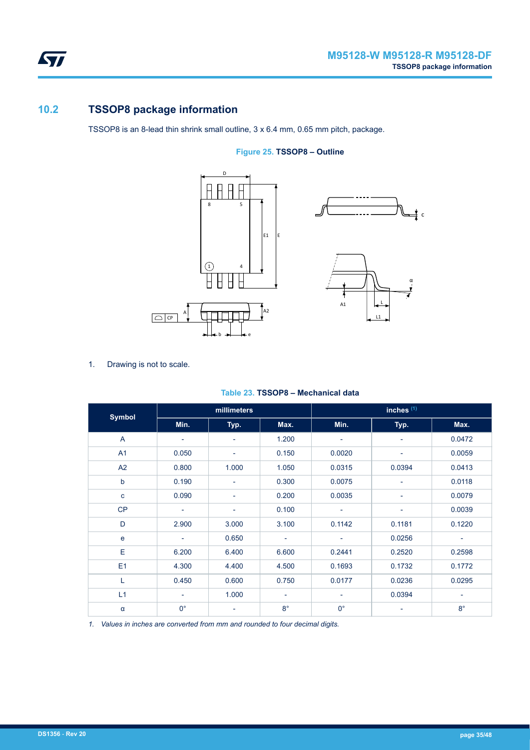## 10.2 TSSOP8 package information

TSSOP8 is an 8-lead thin shrink small outline, 3 x 6.4 mm, 0.65 mm pitch, package.

**Figure 25. TSSOP8 – Outline**

1. Drawing is not to scale.

**Table 23. TSSOP8 – Mechanical data**

| Symbol | millimeters | | | inches [(1)] | | |
|---|---|---|---|---|---|---|
| | Min. | Typ. | Max. | Min. | Typ. | Max. |
| A | - | - | 1.200 | - | - | 0.0472 |
| A1 | 0.050 | - | 0.150 | 0.0020 | - | 0.0059 |
| A2 | 0.800 | 1.000 | 1.050 | 0.0315 | 0.0394 | 0.0413 |
| b | 0.190 | - | 0.300 | 0.0075 | - | 0.0118 |
| c | 0.090 | - | 0.200 | 0.0035 | - | 0.0079 |
| CP | - | - | 0.100 | - | - | 0.0039 |
| D | 2.900 | 3.000 | 3.100 | 0.1142 | 0.1181 | 0.1220 |
| e | - | 0.650 | - | - | 0.0256 | - |
| E | 6.200 | 6.400 | 6.600 | 0.2441 | 0.2520 | 0.2598 |
| E1 | 4.300 | 4.400 | 4.500 | 0.1693 | 0.1732 | 0.1772 |
| L | 0.450 | 0.600 | 0.750 | 0.0177 | 0.0236 | 0.0295 |
| L1 | - | 1.000 | - | - | 0.0394 | - |
| α | 0° | - | 8° | 0° | - | 8° |

*1. Values in inches are converted from mm and rounded to four decimal digits.*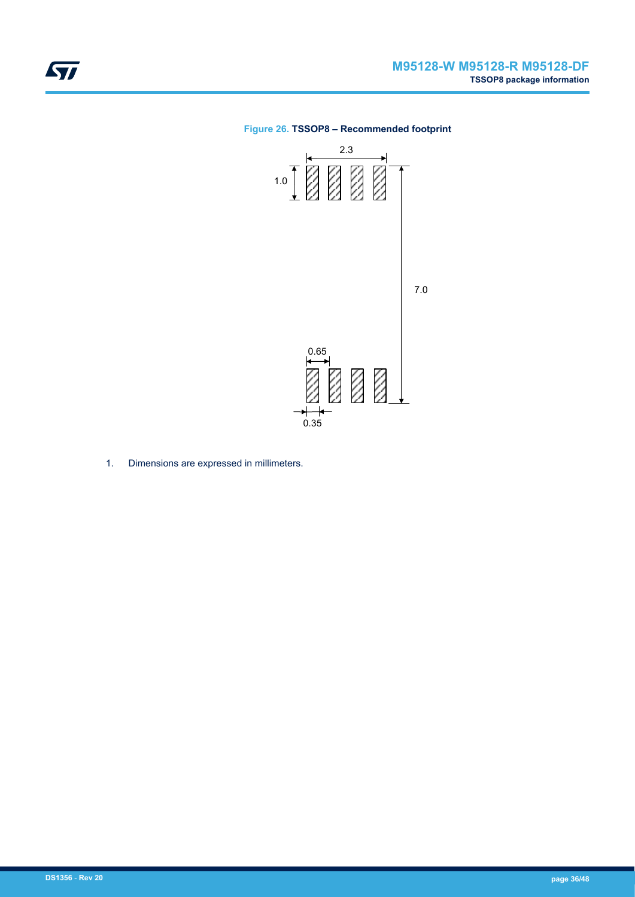**Figure 26. TSSOP8 – Recommended footprint**

1. Dimensions are expressed in millimeters.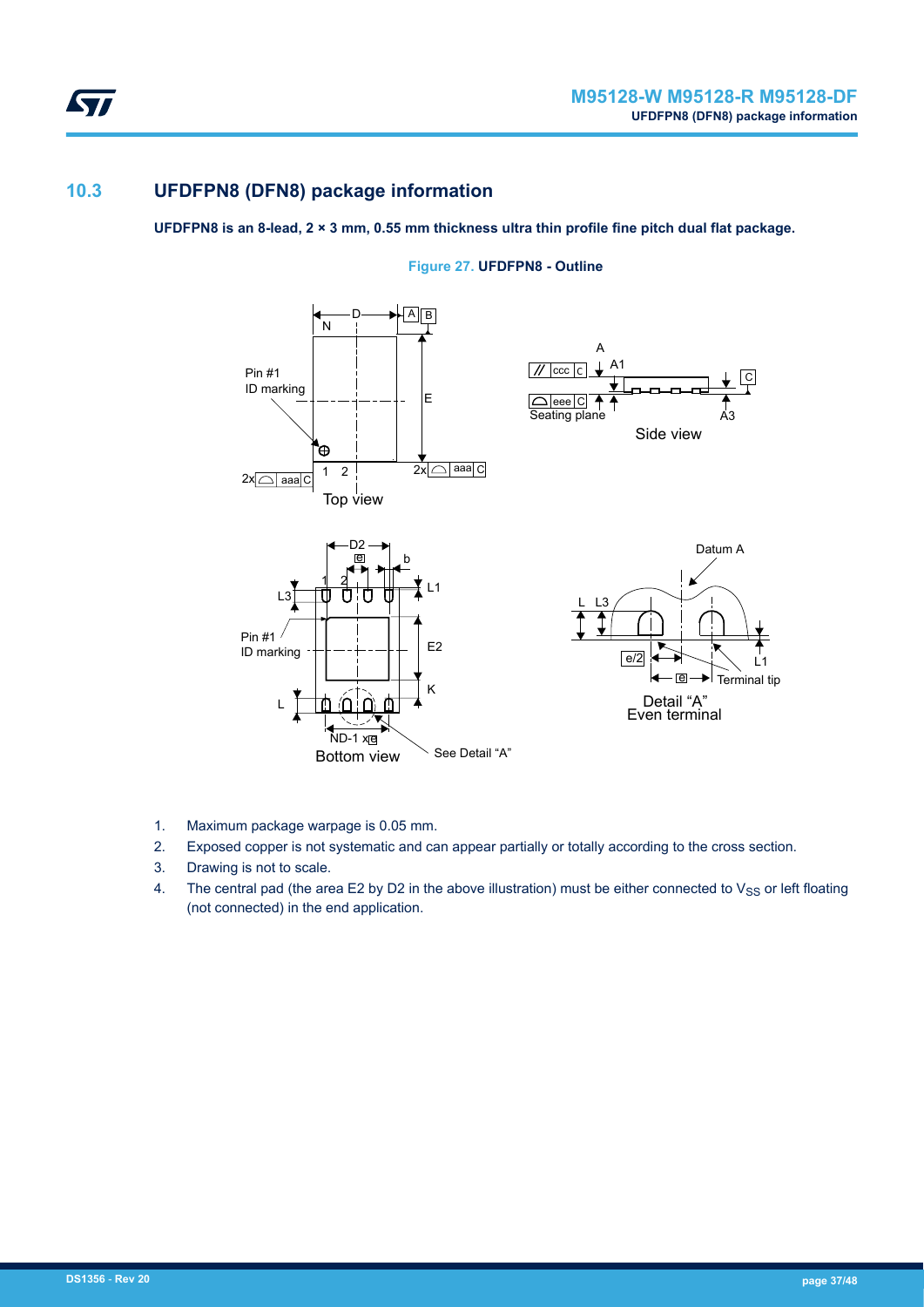## 10.3 UFDFPN8 (DFN8) package information

**UFDFPN8 is an 8-lead, 2 × 3 mm, 0.55 mm thickness ultra thin profile fine pitch dual flat package.**

**Figure 27. UFDFPN8 - Outline**

1. Maximum package warpage is 0.05 mm.
2. Exposed copper is not systematic and can appear partially or totally according to the cross section.
3. Drawing is not to scale.
4. The central pad (the area E2 by D2 in the above illustration) must be either connected to $V_{SS}$ or left floating (not connected) in the end application.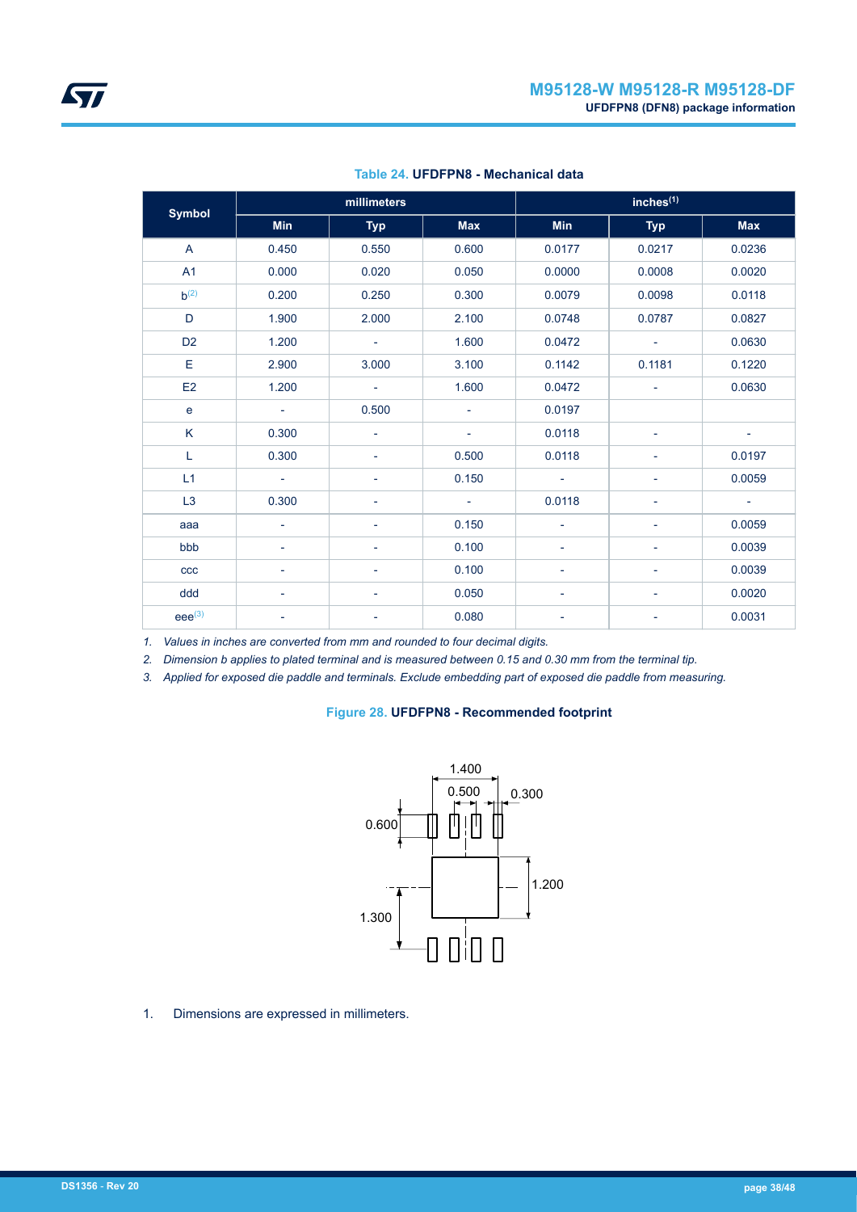**Table 24. UFDFPN8 - Mechanical data**

| Symbol | millimeters | | | inches[1] | | |
|---|---|---|---|---|---|---|
| | Min | Typ | Max | Min | Typ | Max |
| A | 0.450 | 0.550 | 0.600 | 0.0177 | 0.0217 | 0.0236 |
| A1 | 0.000 | 0.020 | 0.050 | 0.0000 | 0.0008 | 0.0020 |
| b[2] | 0.200 | 0.250 | 0.300 | 0.0079 | 0.0098 | 0.0118 |
| D | 1.900 | 2.000 | 2.100 | 0.0748 | 0.0787 | 0.0827 |
| D2 | 1.200 | - | 1.600 | 0.0472 | - | 0.0630 |
| E | 2.900 | 3.000 | 3.100 | 0.1142 | 0.1181 | 0.1220 |
| E2 | 1.200 | - | 1.600 | 0.0472 | - | 0.0630 |
| e | - | 0.500 | - | 0.0197 | | |
| K | 0.300 | - | - | 0.0118 | - | - |
| L | 0.300 | - | 0.500 | 0.0118 | - | 0.0197 |
| L1 | - | - | 0.150 | - | - | 0.0059 |
| L3 | 0.300 | - | - | 0.0118 | - | - |
| aaa | - | - | 0.150 | - | - | 0.0059 |
| bbb | - | - | 0.100 | - | - | 0.0039 |
| ccc | - | - | 0.100 | - | - | 0.0039 |
| ddd | - | - | 0.050 | - | - | 0.0020 |
| eee[3] | - | - | 0.080 | - | - | 0.0031 |

1. *Values in inches are converted from mm and rounded to four decimal digits.*
2. *Dimension b applies to plated terminal and is measured between 0.15 and 0.30 mm from the terminal tip.*
3. *Applied for exposed die paddle and terminals. Exclude embedding part of exposed die paddle from measuring.*

**Figure 28. UFDFPN8 - Recommended footprint**

1.400
0.500
0.300
0.600
1.200
1.300

1. Dimensions are expressed in millimeters.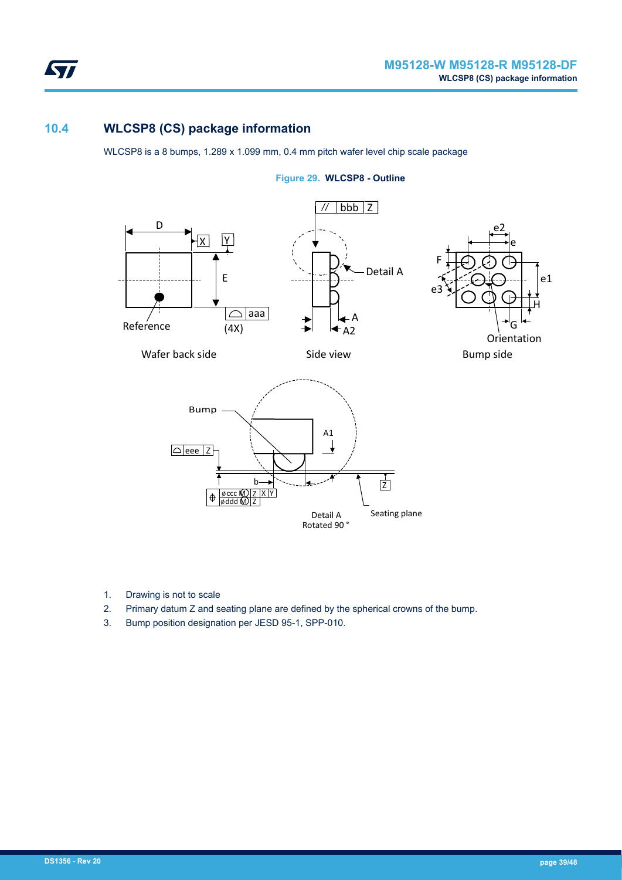## 10.4 WLCSP8 (CS) package information

WLCSP8 is a 8 bumps, 1.289 x 1.099 mm, 0.4 mm pitch wafer level chip scale package

**Figure 29. WLCSP8 - Outline**

1. Drawing is not to scale
2. Primary datum Z and seating plane are defined by the spherical crowns of the bump.
3. Bump position designation per JESD 95-1, SPP-010.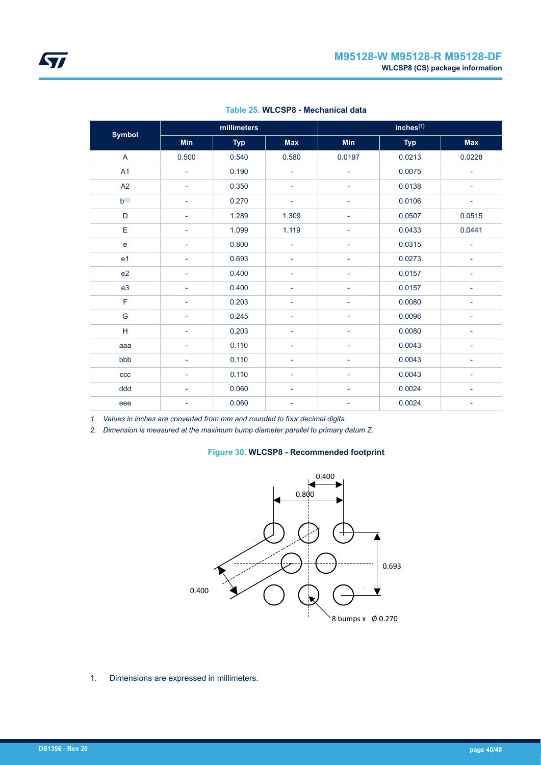**Table 25. WLCSP8 - Mechanical data**

| Symbol | millimeters | | | inches(1) | | |
|---|---|---|---|---|---|---|
| | Min | Typ | Max | Min | Typ | Max |
| A | 0.500 | 0.540 | 0.580 | 0.0197 | 0.0213 | 0.0228 |
| A1 | - | 0.190 | - | - | 0.0075 | - |
| A2 | - | 0.350 | - | - | 0.0138 | - |
| b(2) | - | 0.270 | - | - | 0.0106 | - |
| D | - | 1.289 | 1.309 | - | 0.0507 | 0.0515 |
| E | - | 1.099 | 1.119 | - | 0.0433 | 0.0441 |
| e | - | 0.800 | - | - | 0.0315 | - |
| e1 | - | 0.693 | - | - | 0.0273 | - |
| e2 | - | 0.400 | - | - | 0.0157 | - |
| e3 | - | 0.400 | - | - | 0.0157 | - |
| F | - | 0.203 | - | - | 0.0080 | - |
| G | - | 0.245 | - | - | 0.0096 | - |
| H | - | 0.203 | - | - | 0.0080 | - |
| aaa | - | 0.110 | - | - | 0.0043 | - |
| bbb | - | 0.110 | - | - | 0.0043 | - |
| ccc | - | 0.110 | - | - | 0.0043 | - |
| ddd | - | 0.060 | - | - | 0.0024 | - |
| eee | - | 0.060 | - | - | 0.0024 | - |

1. *Values in inches are converted from mm and rounded to four decimal digits.*
2. *Dimension is measured at the maximum bump diameter parallel to primary datum Z.*

**Figure 30. WLCSP8 - Recommended footprint**

0.400

0.800

0.693

0.400

8 bumps x Ø 0.270

1. Dimensions are expressed in millimeters.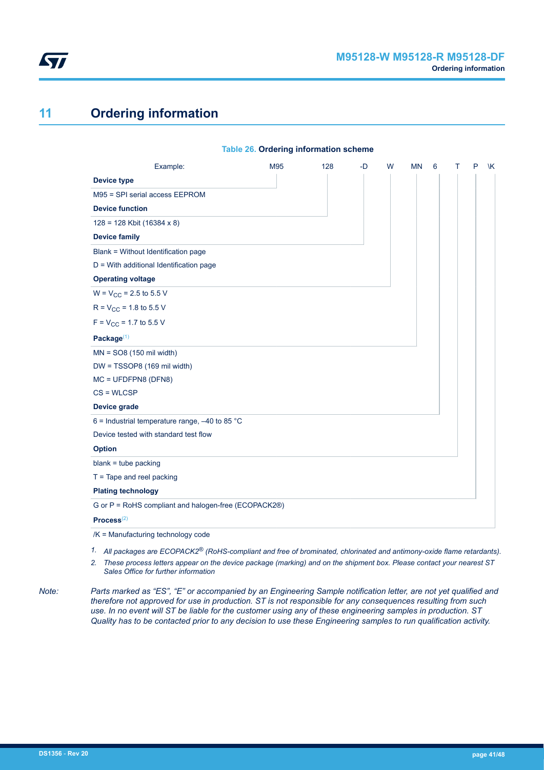# 11 Ordering information

**Table 26. Ordering information scheme**

| Example: | M95 | 128 | -D | W | MN | 6 | T | P | /K |
|---|---|---|---|---|---|---|---|---|---|

**Device type**

M95 = SPI serial access EEPROM

**Device function**

128 = 128 Kbit (16384 x 8)

**Device family**

Blank = Without Identification page

D = With additional Identification page

**Operating voltage**

W = $V_{CC}$ = 2.5 to 5.5 V

R = $V_{CC}$ = 1.8 to 5.5 V

F = $V_{CC}$ = 1.7 to 5.5 V

**Package**(1)

MN = SO8 (150 mil width)

DW = TSSOP8 (169 mil width)

MC = UFDFPN8 (DFN8)

CS = WLCSP

**Device grade**

6 = Industrial temperature range, –40 to 85 °C

Device tested with standard test flow

**Option**

blank = tube packing

T = Tape and reel packing

**Plating technology**

G or P = RoHS compliant and halogen-free (ECOPACK2®)

**Process**(2)

/K = Manufacturing technology code

1. *All packages are ECOPACK2® (RoHS-compliant and free of brominated, chlorinated and antimony-oxide flame retardants).*
2. *These process letters appear on the device package (marking) and on the shipment box. Please contact your nearest ST Sales Office for further information*

*Note: Parts marked as "ES", "E" or accompanied by an Engineering Sample notification letter, are not yet qualified and therefore not approved for use in production. ST is not responsible for any consequences resulting from such use. In no event will ST be liable for the customer using any of these engineering samples in production. ST Quality has to be contacted prior to any decision to use these Engineering samples to run qualification activity.*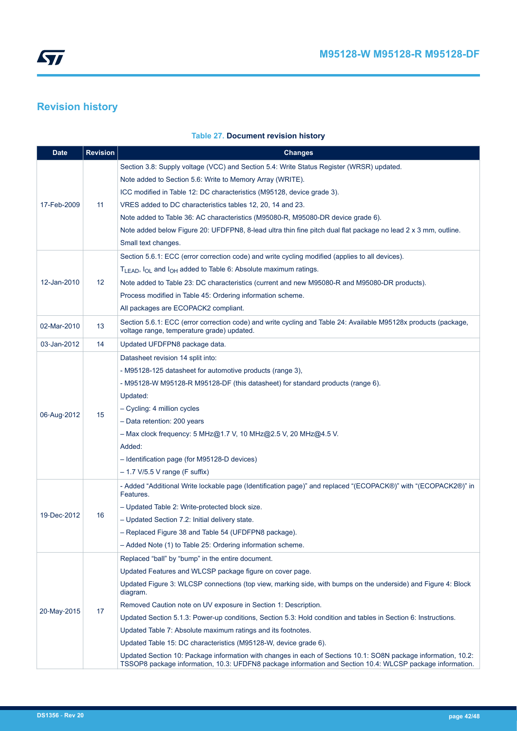## Revision history

**Table 27. Document revision history**

| Date | Revision | Changes |
|---|---|---|
| 17-Feb-2009 | 11 | Section 3.8: Supply voltage (VCC) and Section 5.4: Write Status Register (WRSR) updated.<br>Note added to Section 5.6: Write to Memory Array (WRITE).<br>ICC modified in Table 12: DC characteristics (M95128, device grade 3).<br>VRES added to DC characteristics tables 12, 20, 14 and 23.<br>Note added to Table 36: AC characteristics (M95080-R, M95080-DR device grade 6).<br>Note added below Figure 20: UFDFPN8, 8-lead ultra thin fine pitch dual flat package no lead 2 x 3 mm, outline.<br>Small text changes. |
| 12-Jan-2010 | 12 | Section 5.6.1: ECC (error correction code) and write cycling modified (applies to all devices).<br>$T_{LEAD}$, $I_{OL}$ and $I_{OH}$ added to Table 6: Absolute maximum ratings.<br>Note added to Table 23: DC characteristics (current and new M95080-R and M95080-DR products).<br>Process modified in Table 45: Ordering information scheme.<br>All packages are ECOPACK2 compliant. |
| 02-Mar-2010 | 13 | Section 5.6.1: ECC (error correction code) and write cycling and Table 24: Available M95128x products (package, voltage range, temperature grade) updated. |
| 03-Jan-2012 | 14 | Updated UFDFPN8 package data. |
| 06-Aug-2012 | 15 | Datasheet revision 14 split into:<br>- M95128-125 datasheet for automotive products (range 3),<br>- M95128-W M95128-R M95128-DF (this datasheet) for standard products (range 6).<br>Updated:<br>– Cycling: 4 million cycles<br>– Data retention: 200 years<br>– Max clock frequency: 5 MHz@1.7 V, 10 MHz@2.5 V, 20 MHz@4.5 V.<br>Added:<br>– Identification page (for M95128-D devices)<br>– 1.7 V/5.5 V range (F suffix) |
| 19-Dec-2012 | 16 | - Added “Additional Write lockable page (Identification page)” and replaced “(ECOPACK®)” with “(ECOPACK2®)” in Features.<br>– Updated Table 2: Write-protected block size.<br>– Updated Section 7.2: Initial delivery state.<br>– Replaced Figure 38 and Table 54 (UFDFPN8 package).<br>– Added Note (1) to Table 25: Ordering information scheme. |
| 20-May-2015 | 17 | Replaced “ball” by “bump” in the entire document.<br>Updated Features and WLCSP package figure on cover page.<br>Updated Figure 3: WLCSP connections (top view, marking side, with bumps on the underside) and Figure 4: Block diagram.<br>Removed Caution note on UV exposure in Section 1: Description.<br>Updated Section 5.1.3: Power-up conditions, Section 5.3: Hold condition and tables in Section 6: Instructions.<br>Updated Table 7: Absolute maximum ratings and its footnotes.<br>Updated Table 15: DC characteristics (M95128-W, device grade 6).<br>Updated Section 10: Package information with changes in each of Sections 10.1: SO8N package information, 10.2: TSSOP8 package information, 10.3: UFDFN8 package information and Section 10.4: WLCSP package information. |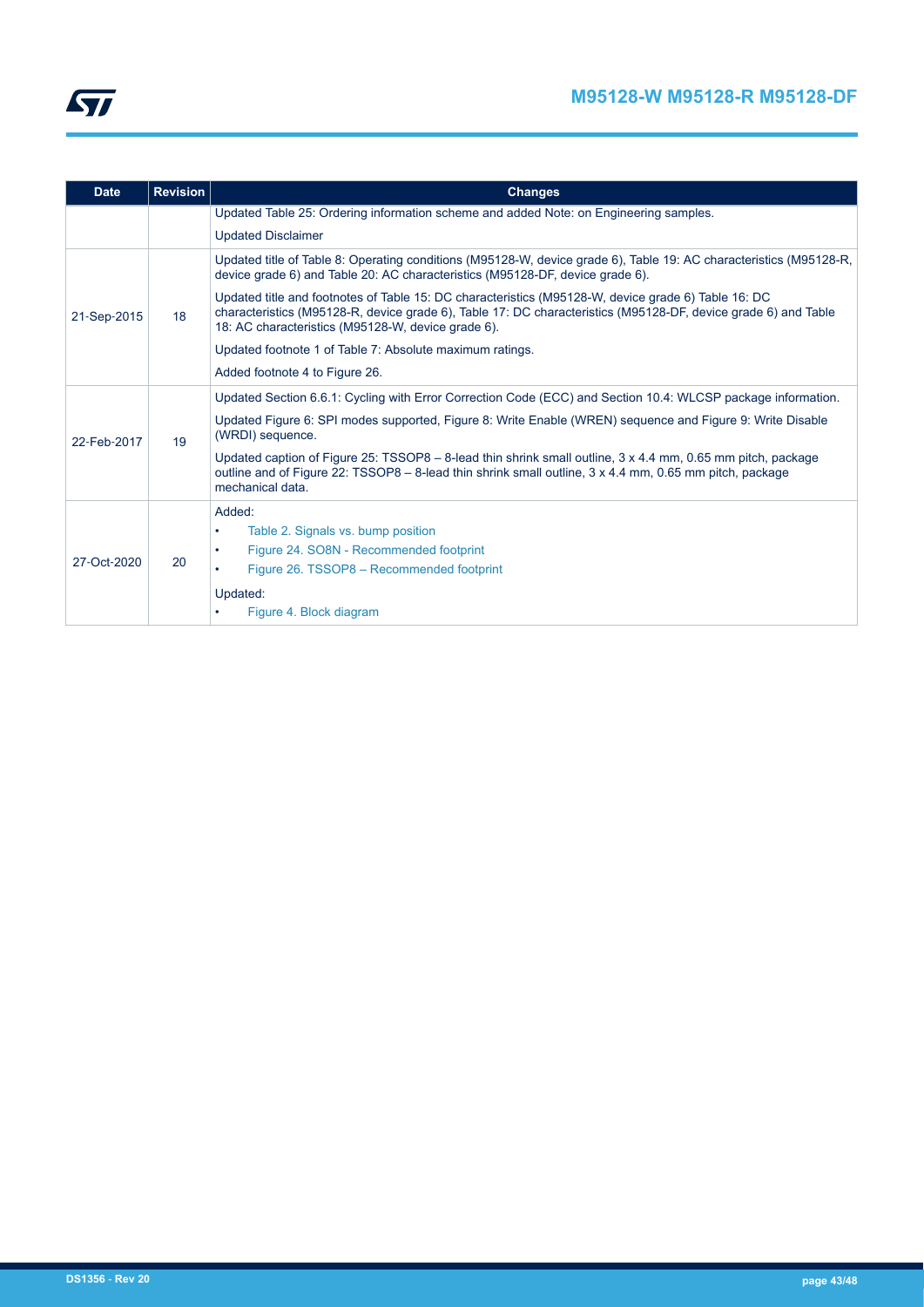| Date | Revision | Changes |
|---|---|---|
| | | Updated Table 25: Ordering information scheme and added Note: on Engineering samples.<br>Updated Disclaimer |
| 21-Sep-2015 | 18 | Updated title of Table 8: Operating conditions (M95128-W, device grade 6), Table 19: AC characteristics (M95128-R, device grade 6) and Table 20: AC characteristics (M95128-DF, device grade 6).<br>Updated title and footnotes of Table 15: DC characteristics (M95128-W, device grade 6) Table 16: DC characteristics (M95128-R, device grade 6), Table 17: DC characteristics (M95128-DF, device grade 6) and Table 18: AC characteristics (M95128-W, device grade 6).<br>Updated footnote 1 of Table 7: Absolute maximum ratings.<br>Added footnote 4 to Figure 26. |
| 22-Feb-2017 | 19 | Updated Section 6.6.1: Cycling with Error Correction Code (ECC) and Section 10.4: WLCSP package information.<br>Updated Figure 6: SPI modes supported, Figure 8: Write Enable (WREN) sequence and Figure 9: Write Disable (WRDI) sequence.<br>Updated caption of Figure 25: TSSOP8 – 8-lead thin shrink small outline, 3 x 4.4 mm, 0.65 mm pitch, package outline and of Figure 22: TSSOP8 – 8-lead thin shrink small outline, 3 x 4.4 mm, 0.65 mm pitch, package mechanical data. |
| 27-Oct-2020 | 20 | Added:<br>• Table 2. Signals vs. bump position<br>• Figure 24. SO8N - Recommended footprint<br>• Figure 26. TSSOP8 – Recommended footprint<br>Updated:<br>• Figure 4. Block diagram |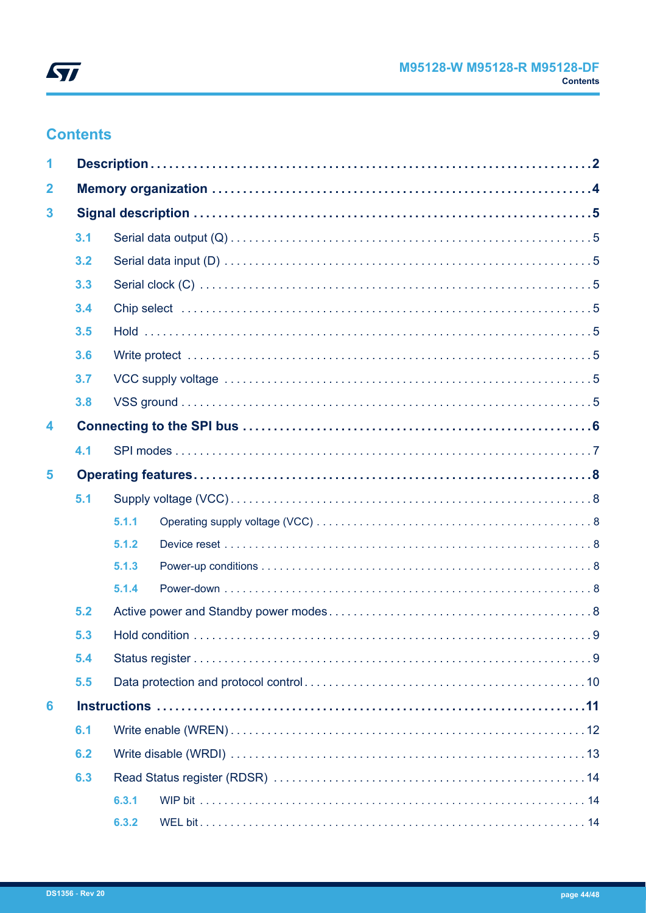## Contents

| | | |
|---|---|---|
| **1** | **Description** | **2** |
| **2** | **Memory organization** | **4** |
| **3** | **Signal description** | **5** |
| 3.1 | Serial data output (Q) | 5 |
| 3.2 | Serial data input (D) | 5 |
| 3.3 | Serial clock (C) | 5 |
| 3.4 | Chip select | 5 |
| 3.5 | Hold | 5 |
| 3.6 | Write protect | 5 |
| 3.7 | VCC supply voltage | 5 |
| 3.8 | VSS ground | 5 |
| **4** | **Connecting to the SPI bus** | **6** |
| 4.1 | SPI modes | 7 |
| **5** | **Operating features** | **8** |
| 5.1 | Supply voltage (VCC) | 8 |
| 5.1.1 | Operating supply voltage (VCC) | 8 |
| 5.1.2 | Device reset | 8 |
| 5.1.3 | Power-up conditions | 8 |
| 5.1.4 | Power-down | 8 |
| 5.2 | Active power and Standby power modes | 8 |
| 5.3 | Hold condition | 9 |
| 5.4 | Status register | 9 |
| 5.5 | Data protection and protocol control | 10 |
| **6** | **Instructions** | **11** |
| 6.1 | Write enable (WREN) | 12 |
| 6.2 | Write disable (WRDI) | 13 |
| 6.3 | Read Status register (RDSR) | 14 |
| 6.3.1 | WIP bit | 14 |
| 6.3.2 | WEL bit | 14 |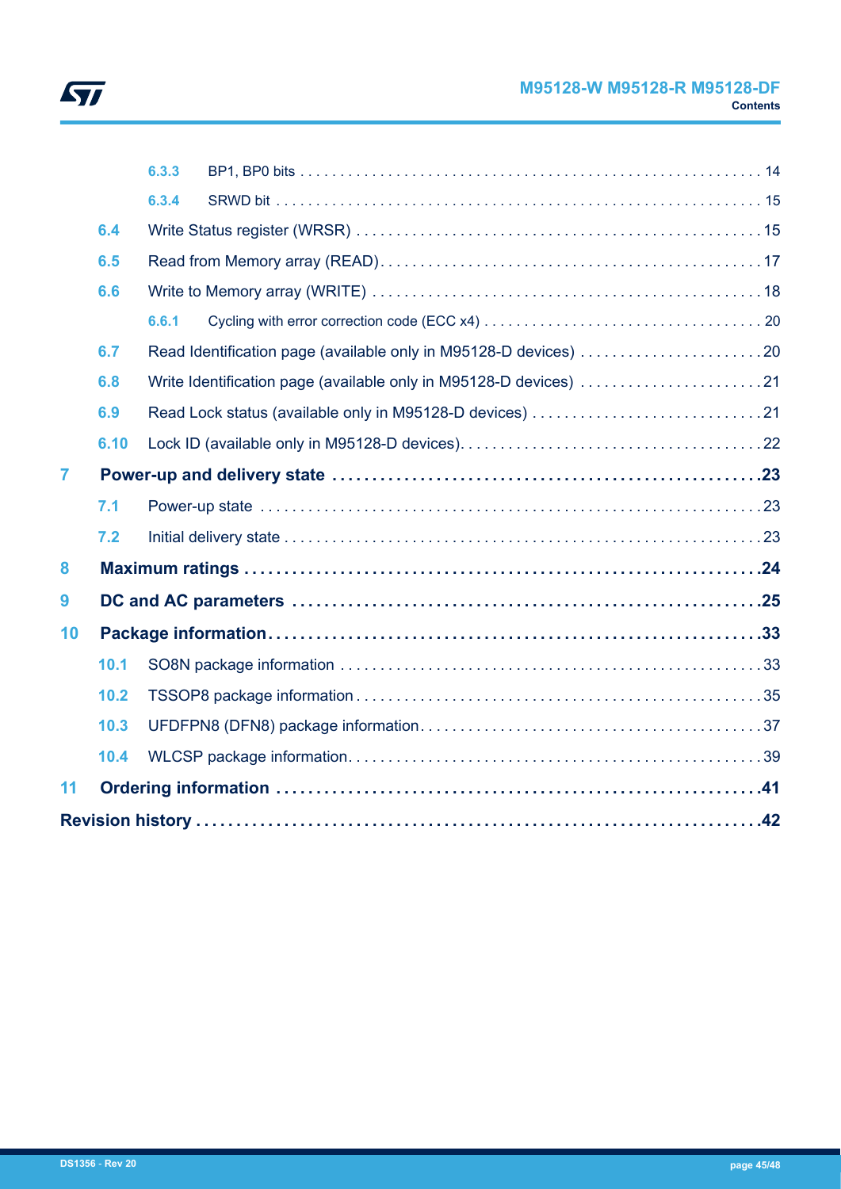6.3.3 BP1, BP0 bits . . . . . . . . . . . . . . . . . . . . . . . . . . . . . . . . . . . . . . . . . . . . . . . . . . . . . . . . . . 14

6.3.4 SRWD bit . . . . . . . . . . . . . . . . . . . . . . . . . . . . . . . . . . . . . . . . . . . . . . . . . . . . . . . . . . . . . 15

6.4 Write Status register (WRSR) . . . . . . . . . . . . . . . . . . . . . . . . . . . . . . . . . . . . . . . . . . . . . . . . . 15

6.5 Read from Memory array (READ) . . . . . . . . . . . . . . . . . . . . . . . . . . . . . . . . . . . . . . . . . . . . . . . 17

6.6 Write to Memory array (WRITE) . . . . . . . . . . . . . . . . . . . . . . . . . . . . . . . . . . . . . . . . . . . . . . . . 18

6.6.1 Cycling with error correction code (ECC x4) . . . . . . . . . . . . . . . . . . . . . . . . . . . . . . . . . . . 20

6.7 Read Identification page (available only in M95128-D devices) . . . . . . . . . . . . . . . . . . . . . . . 20

6.8 Write Identification page (available only in M95128-D devices) . . . . . . . . . . . . . . . . . . . . . . . 21

6.9 Read Lock status (available only in M95128-D devices) . . . . . . . . . . . . . . . . . . . . . . . . . . . . 21

6.10 Lock ID (available only in M95128-D devices). . . . . . . . . . . . . . . . . . . . . . . . . . . . . . . . . . . . . 22

**7 Power-up and delivery state . . . . . . . . . . . . . . . . . . . . . . . . . . . . . . . . . . . . . . . . . . . . . . . . . . . 23**

7.1 Power-up state . . . . . . . . . . . . . . . . . . . . . . . . . . . . . . . . . . . . . . . . . . . . . . . . . . . . . . . . . . . . . 23

7.2 Initial delivery state . . . . . . . . . . . . . . . . . . . . . . . . . . . . . . . . . . . . . . . . . . . . . . . . . . . . . . . . . . 23

**8 Maximum ratings . . . . . . . . . . . . . . . . . . . . . . . . . . . . . . . . . . . . . . . . . . . . . . . . . . . . . . . . . . . . . 24**

**9 DC and AC parameters . . . . . . . . . . . . . . . . . . . . . . . . . . . . . . . . . . . . . . . . . . . . . . . . . . . . . . . . 25**

**10 Package information. . . . . . . . . . . . . . . . . . . . . . . . . . . . . . . . . . . . . . . . . . . . . . . . . . . . . . . . . . 33**

10.1 SO8N package information . . . . . . . . . . . . . . . . . . . . . . . . . . . . . . . . . . . . . . . . . . . . . . . . . . . . 33

10.2 TSSOP8 package information . . . . . . . . . . . . . . . . . . . . . . . . . . . . . . . . . . . . . . . . . . . . . . . . . . 35

10.3 UFDFPN8 (DFN8) package information. . . . . . . . . . . . . . . . . . . . . . . . . . . . . . . . . . . . . . . . . . . 37

10.4 WLCSP package information. . . . . . . . . . . . . . . . . . . . . . . . . . . . . . . . . . . . . . . . . . . . . . . . . . . 39

**11 Ordering information . . . . . . . . . . . . . . . . . . . . . . . . . . . . . . . . . . . . . . . . . . . . . . . . . . . . . . . . . . 41**

**Revision history . . . . . . . . . . . . . . . . . . . . . . . . . . . . . . . . . . . . . . . . . . . . . . . . . . . . . . . . . . . . . . . . 42**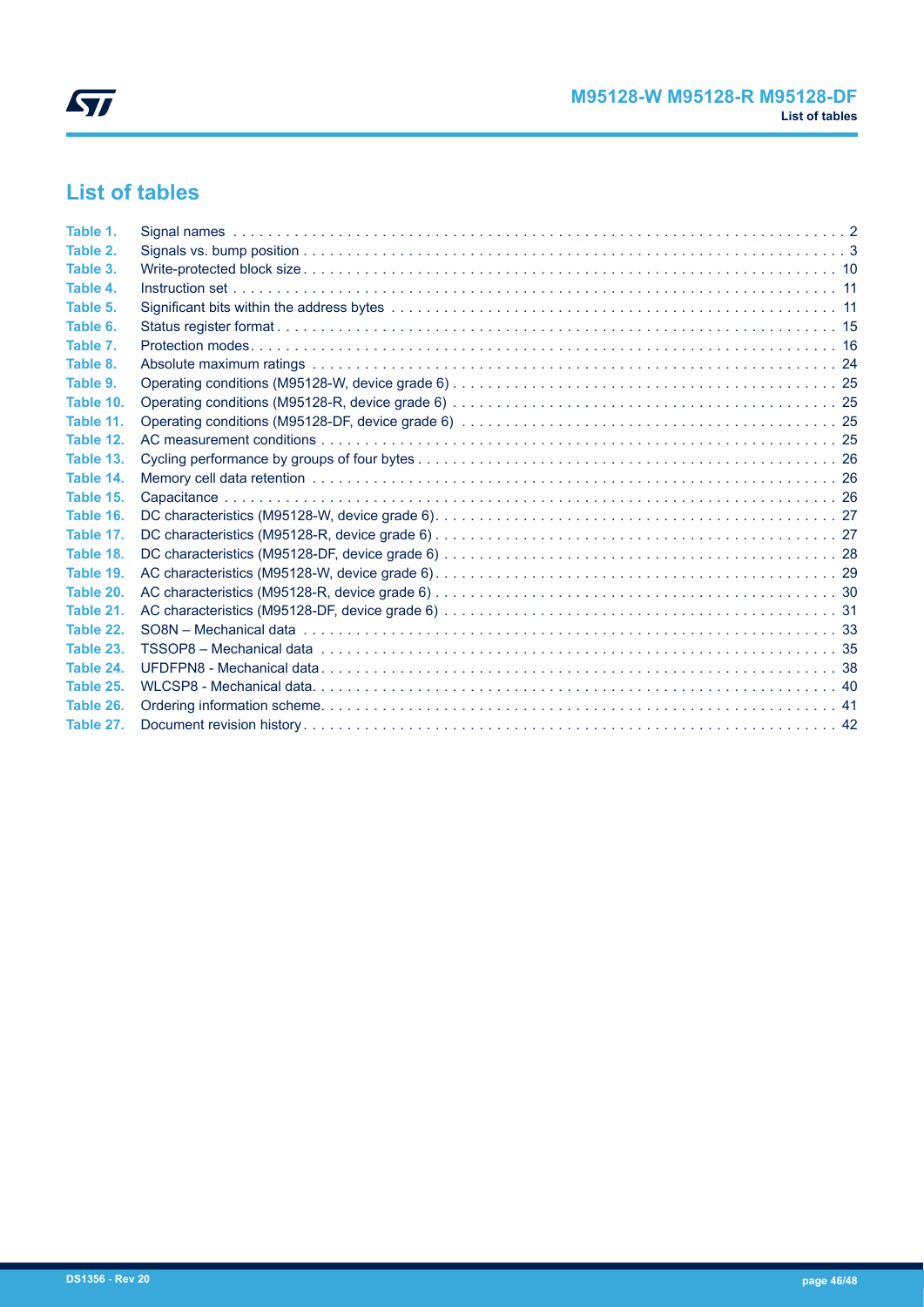## List of tables

- Table 1. Signal names . . . 2
- Table 2. Signals vs. bump position . . . 3
- Table 3. Write-protected block size . . . 10
- Table 4. Instruction set . . . 11
- Table 5. Significant bits within the address bytes . . . 11
- Table 6. Status register format . . . 15
- Table 7. Protection modes . . . 16
- Table 8. Absolute maximum ratings . . . 24
- Table 9. Operating conditions (M95128-W, device grade 6) . . . 25
- Table 10. Operating conditions (M95128-R, device grade 6) . . . 25
- Table 11. Operating conditions (M95128-DF, device grade 6) . . . 25
- Table 12. AC measurement conditions . . . 25
- Table 13. Cycling performance by groups of four bytes . . . 26
- Table 14. Memory cell data retention . . . 26
- Table 15. Capacitance . . . 26
- Table 16. DC characteristics (M95128-W, device grade 6) . . . 27
- Table 17. DC characteristics (M95128-R, device grade 6) . . . 27
- Table 18. DC characteristics (M95128-DF, device grade 6) . . . 28
- Table 19. AC characteristics (M95128-W, device grade 6) . . . 29
- Table 20. AC characteristics (M95128-R, device grade 6) . . . 30
- Table 21. AC characteristics (M95128-DF, device grade 6) . . . 31
- Table 22. SO8N – Mechanical data . . . 33
- Table 23. TSSOP8 – Mechanical data . . . 35
- Table 24. UFDFPN8 - Mechanical data . . . 38
- Table 25. WLCSP8 - Mechanical data . . . 40
- Table 26. Ordering information scheme . . . 41
- Table 27. Document revision history . . . 42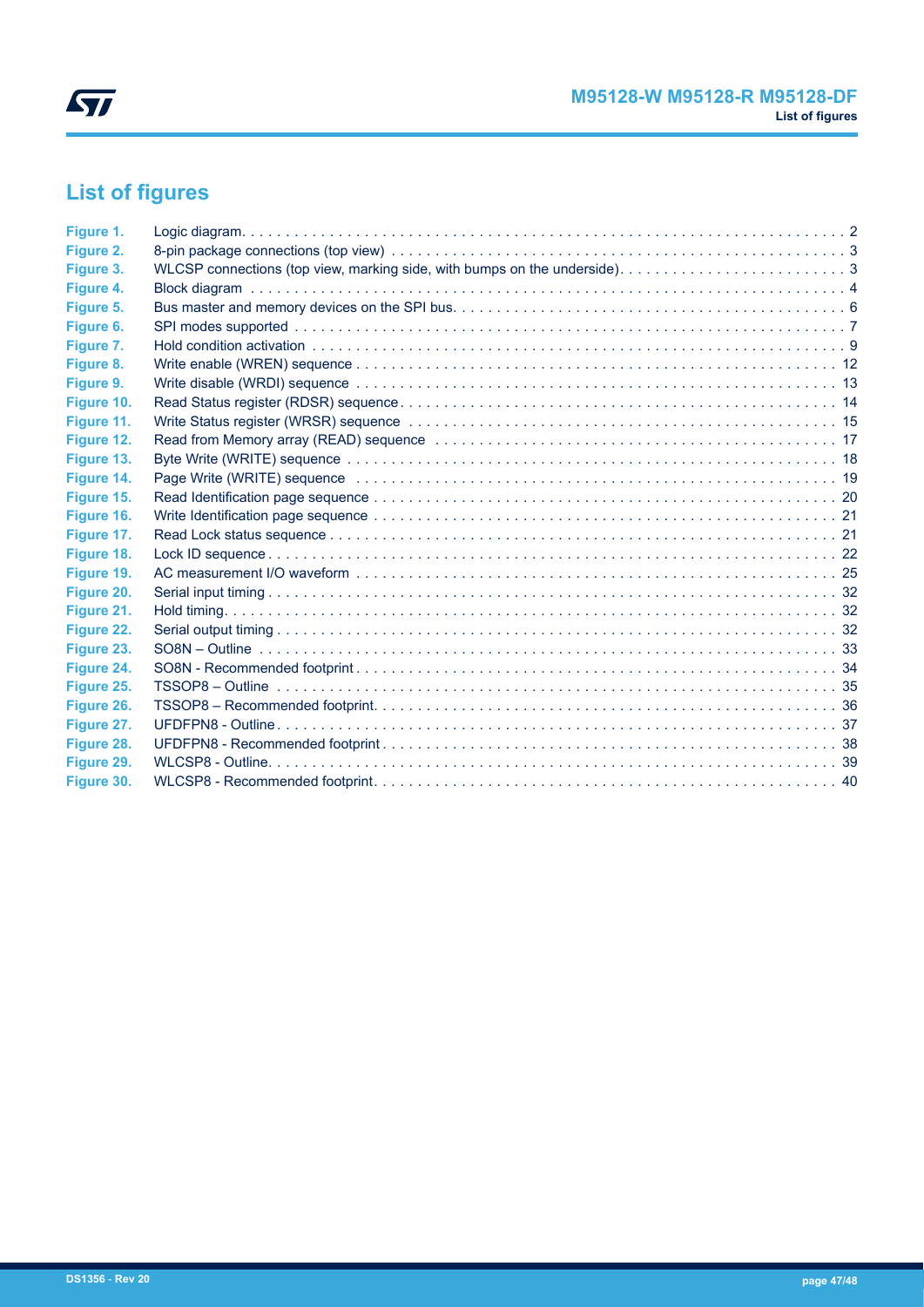# List of figures

| | | |
|---|---|---|
| **Figure 1.** | Logic diagram | 2 |
| **Figure 2.** | 8-pin package connections (top view) | 3 |
| **Figure 3.** | WLCSP connections (top view, marking side, with bumps on the underside) | 3 |
| **Figure 4.** | Block diagram | 4 |
| **Figure 5.** | Bus master and memory devices on the SPI bus | 6 |
| **Figure 6.** | SPI modes supported | 7 |
| **Figure 7.** | Hold condition activation | 9 |
| **Figure 8.** | Write enable (WREN) sequence | 12 |
| **Figure 9.** | Write disable (WRDI) sequence | 13 |
| **Figure 10.** | Read Status register (RDSR) sequence | 14 |
| **Figure 11.** | Write Status register (WRSR) sequence | 15 |
| **Figure 12.** | Read from Memory array (READ) sequence | 17 |
| **Figure 13.** | Byte Write (WRITE) sequence | 18 |
| **Figure 14.** | Page Write (WRITE) sequence | 19 |
| **Figure 15.** | Read Identification page sequence | 20 |
| **Figure 16.** | Write Identification page sequence | 21 |
| **Figure 17.** | Read Lock status sequence | 21 |
| **Figure 18.** | Lock ID sequence | 22 |
| **Figure 19.** | AC measurement I/O waveform | 25 |
| **Figure 20.** | Serial input timing | 32 |
| **Figure 21.** | Hold timing | 32 |
| **Figure 22.** | Serial output timing | 32 |
| **Figure 23.** | SO8N – Outline | 33 |
| **Figure 24.** | SO8N - Recommended footprint | 34 |
| **Figure 25.** | TSSOP8 – Outline | 35 |
| **Figure 26.** | TSSOP8 – Recommended footprint | 36 |
| **Figure 27.** | UFDFPN8 - Outline | 37 |
| **Figure 28.** | UFDFPN8 - Recommended footprint | 38 |
| **Figure 29.** | WLCSP8 - Outline | 39 |
| **Figure 30.** | WLCSP8 - Recommended footprint | 40 |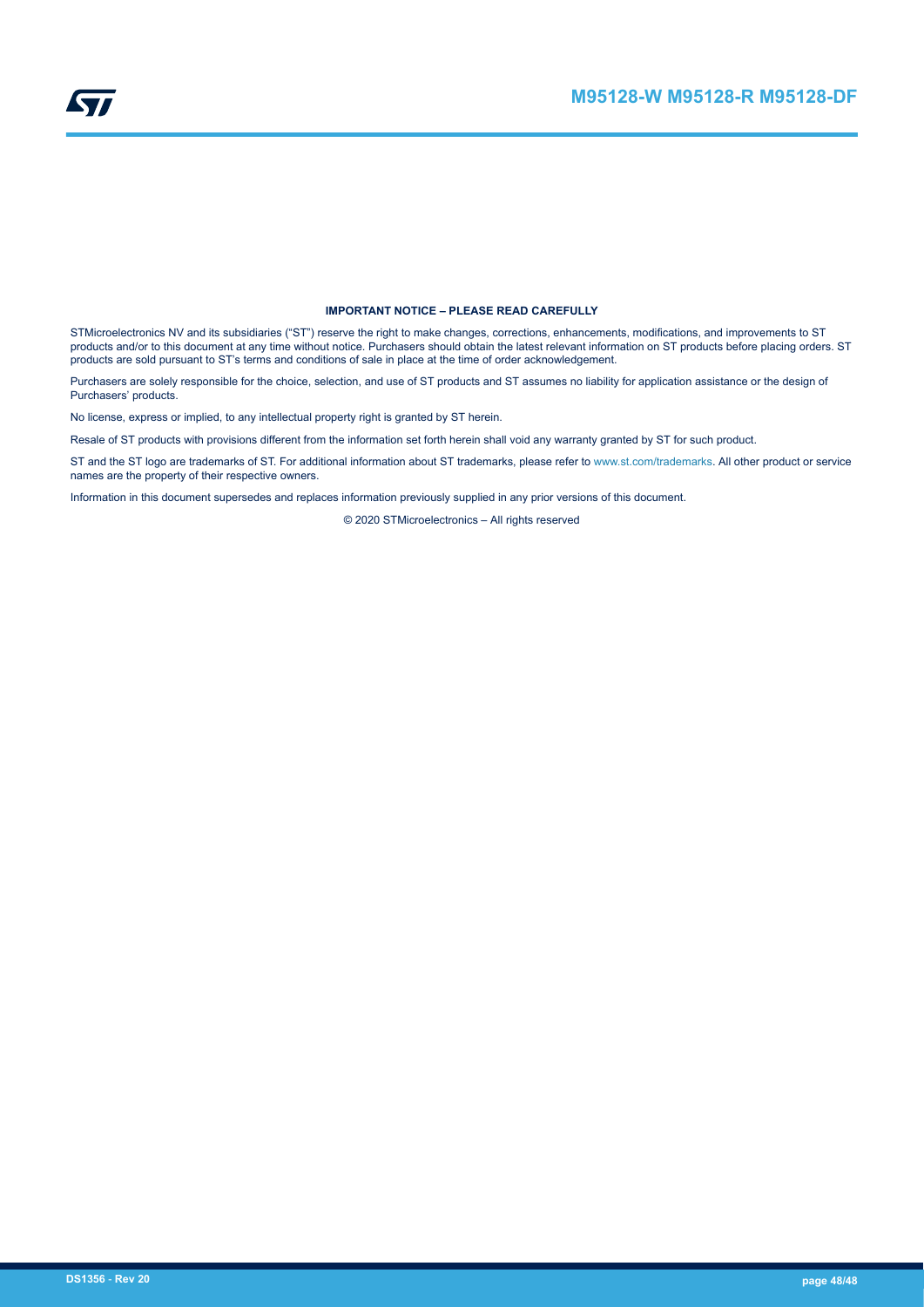**IMPORTANT NOTICE – PLEASE READ CAREFULLY**

STMicroelectronics NV and its subsidiaries ("ST") reserve the right to make changes, corrections, enhancements, modifications, and improvements to ST products and/or to this document at any time without notice. Purchasers should obtain the latest relevant information on ST products before placing orders. ST products are sold pursuant to ST's terms and conditions of sale in place at the time of order acknowledgement.

Purchasers are solely responsible for the choice, selection, and use of ST products and ST assumes no liability for application assistance or the design of Purchasers' products.

No license, express or implied, to any intellectual property right is granted by ST herein.

Resale of ST products with provisions different from the information set forth herein shall void any warranty granted by ST for such product.

ST and the ST logo are trademarks of ST. For additional information about ST trademarks, please refer to www.st.com/trademarks. All other product or service names are the property of their respective owners.

Information in this document supersedes and replaces information previously supplied in any prior versions of this document.

© 2020 STMicroelectronics – All rights reserved